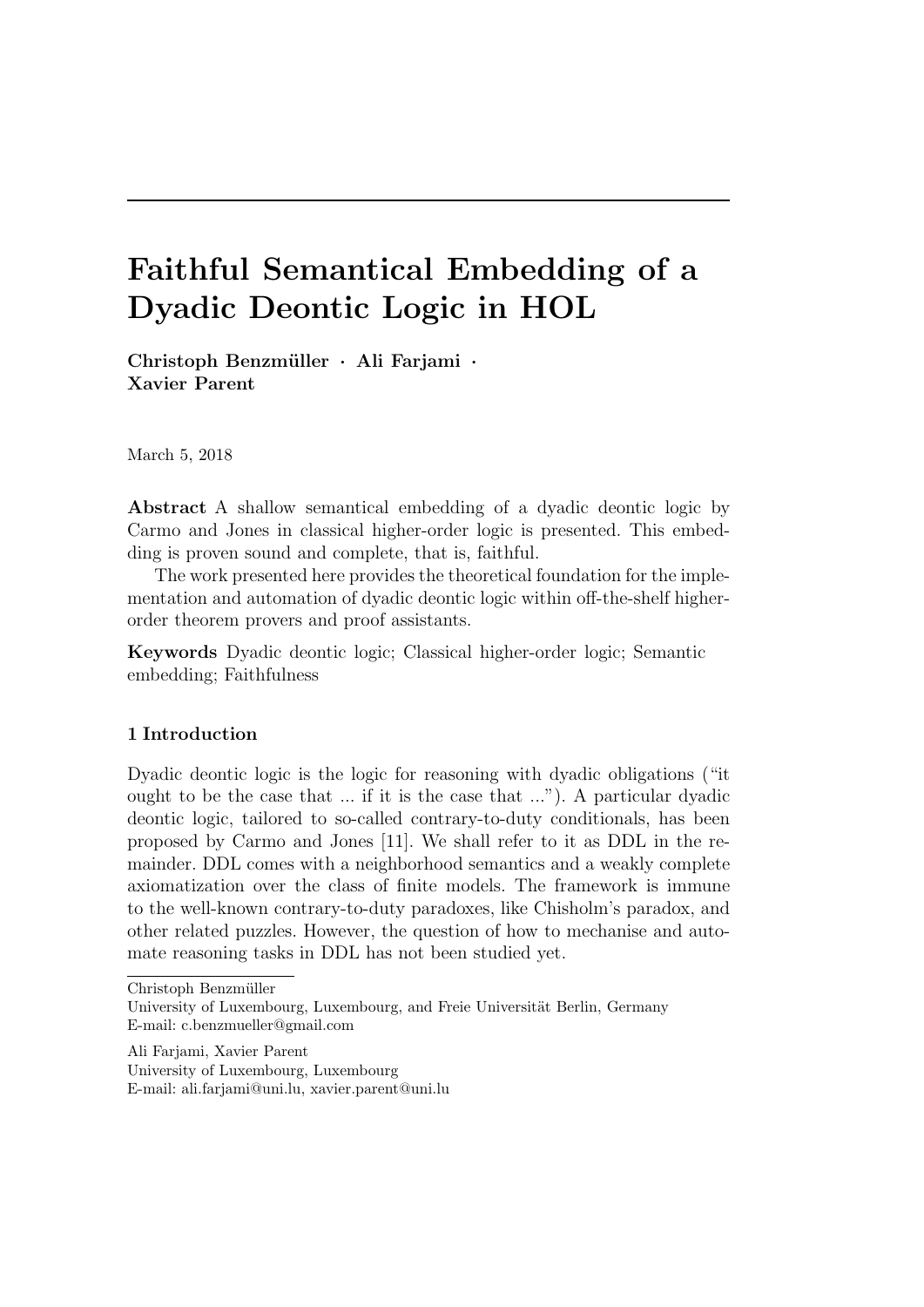# Faithful Semantical Embedding of a Dyadic Deontic Logic in HOL

**Christoph Benzmüller · Ali Farjami · Xavier Parent**

March 5, 2018

**Abstract** A shallow semantical embedding of a dyadic deontic logic by Carmo and Jones in classical higher-order logic is presented. This embedding is proven sound and complete, that is, faithful.

The work presented here provides the theoretical foundation for the implementation and automation of dyadic deontic logic within off-the-shelf higher-order theorem provers and proof assistants.

**Keywords** Dyadic deontic logic; Classical higher-order logic; Semantic embedding; Faithfulness

## 1 Introduction

Dyadic deontic logic is the logic for reasoning with dyadic obligations ("it ought to be the case that ... if it is the case that ..."). A particular dyadic deontic logic, tailored to so-called contrary-to-duty conditionals, has been proposed by Carmo and Jones [11]. We shall refer to it as DDL in the remainder. DDL comes with a neighborhood semantics and a weakly complete axiomatization over the class of finite models. The framework is immune to the well-known contrary-to-duty paradoxes, like Chisholm's paradox, and other related puzzles. However, the question of how to mechanise and automate reasoning tasks in DDL has not been studied yet.

---

Christoph Benzmüller
University of Luxembourg, Luxembourg, and Freie Universität Berlin, Germany
E-mail: c.benzmueller@gmail.com

Ali Farjami, Xavier Parent
University of Luxembourg, Luxembourg
E-mail: ali.farjami@uni.lu, xavier.parent@uni.lu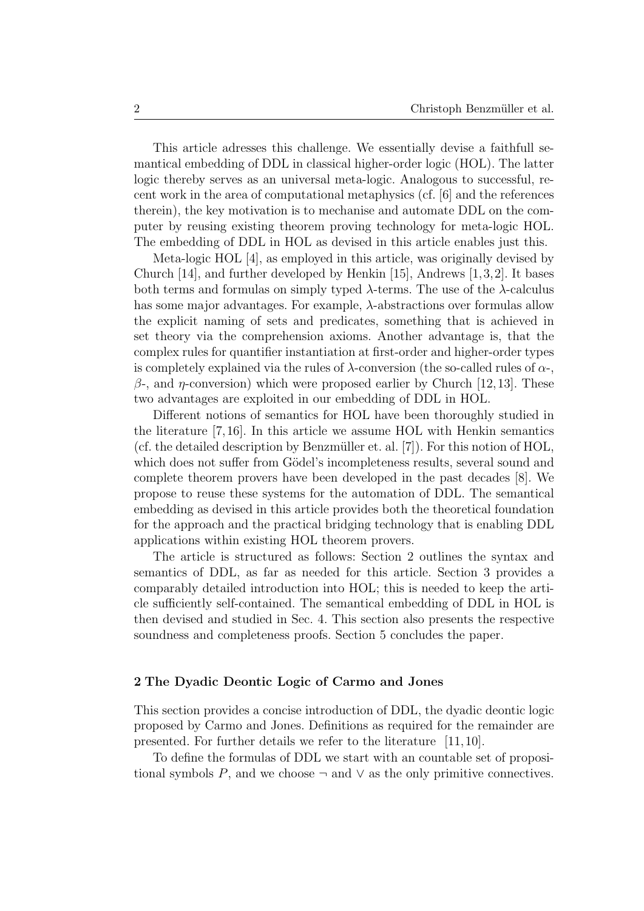This article adresses this challenge. We essentially devise a faithfull semantical embedding of DDL in classical higher-order logic (HOL). The latter logic thereby serves as an universal meta-logic. Analogous to successful, recent work in the area of computational metaphysics (cf. [6] and the references therein), the key motivation is to mechanise and automate DDL on the computer by reusing existing theorem proving technology for meta-logic HOL. The embedding of DDL in HOL as devised in this article enables just this.

Meta-logic HOL [4], as employed in this article, was originally devised by Church [14], and further developed by Henkin [15], Andrews [1,3,2]. It bases both terms and formulas on simply typed $\lambda$-terms. The use of the $\lambda$-calculus has some major advantages. For example, $\lambda$-abstractions over formulas allow the explicit naming of sets and predicates, something that is achieved in set theory via the comprehension axioms. Another advantage is, that the complex rules for quantifier instantiation at first-order and higher-order types is completely explained via the rules of $\lambda$-conversion (the so-called rules of $\alpha$-, $\beta$-, and $\eta$-conversion) which were proposed earlier by Church [12,13]. These two advantages are exploited in our embedding of DDL in HOL.

Different notions of semantics for HOL have been thoroughly studied in the literature [7,16]. In this article we assume HOL with Henkin semantics (cf. the detailed description by Benzmüller et. al. [7]). For this notion of HOL, which does not suffer from Gödel's incompleteness results, several sound and complete theorem provers have been developed in the past decades [8]. We propose to reuse these systems for the automation of DDL. The semantical embedding as devised in this article provides both the theoretical foundation for the approach and the practical bridging technology that is enabling DDL applications within existing HOL theorem provers.

The article is structured as follows: Section 2 outlines the syntax and semantics of DDL, as far as needed for this article. Section 3 provides a comparably detailed introduction into HOL; this is needed to keep the article sufficiently self-contained. The semantical embedding of DDL in HOL is then devised and studied in Sec. 4. This section also presents the respective soundness and completeness proofs. Section 5 concludes the paper.

## 2 The Dyadic Deontic Logic of Carmo and Jones

This section provides a concise introduction of DDL, the dyadic deontic logic proposed by Carmo and Jones. Definitions as required for the remainder are presented. For further details we refer to the literature [11,10].

To define the formulas of DDL we start with an countable set of propositional symbols $P$, and we choose $\neg$ and $\vee$ as the only primitive connectives.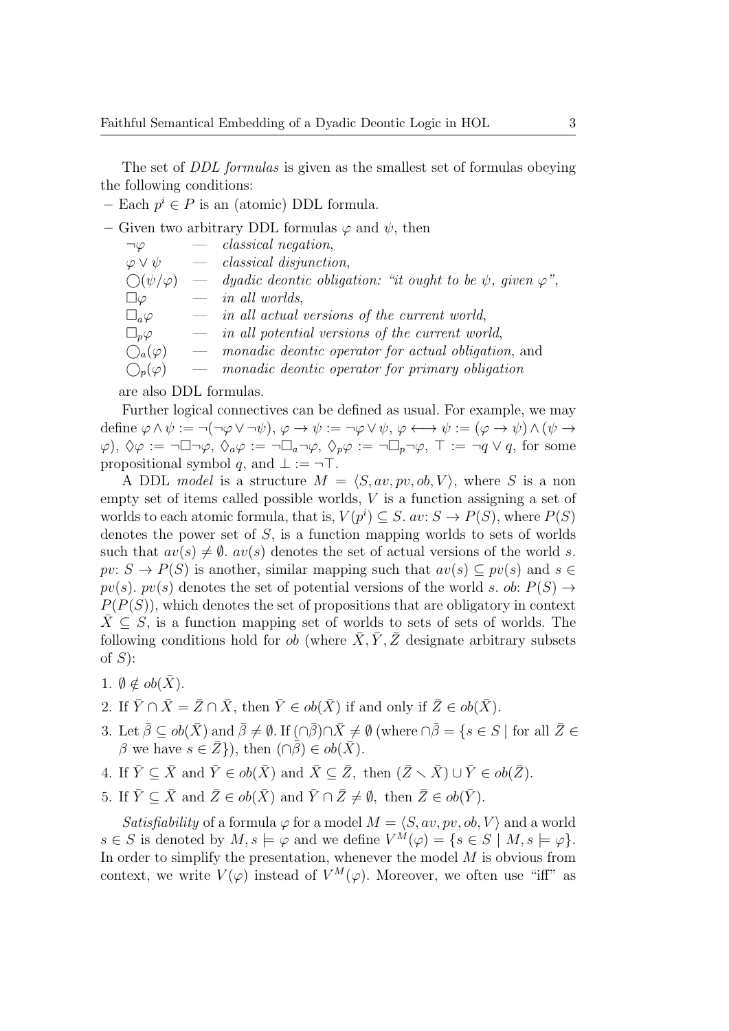The set of *DDL formulas* is given as the smallest set of formulas obeying the following conditions:

- Each $p^i \in P$ is an (atomic) DDL formula.
- Given two arbitrary DDL formulas $\varphi$ and $\psi$, then

  $\neg\varphi$ — *classical negation*,
  $\varphi \vee \psi$ — *classical disjunction*,
  $\bigcirc(\psi/\varphi)$ — *dyadic deontic obligation: "it ought to be $\psi$, given $\varphi$"*,
  $\Box\varphi$ — *in all worlds*,
  $\Box_a\varphi$ — *in all actual versions of the current world*,
  $\Box_p\varphi$ — *in all potential versions of the current world*,
  $\bigcirc_a(\varphi)$ — *monadic deontic operator for actual obligation*, and
  $\bigcirc_p(\varphi)$ — *monadic deontic operator for primary obligation*

  are also DDL formulas.

Further logical connectives can be defined as usual. For example, we may define $\varphi \wedge \psi := \neg(\neg\varphi \vee \neg\psi)$, $\varphi \rightarrow \psi := \neg\varphi \vee \psi$, $\varphi \longleftrightarrow \psi := (\varphi \rightarrow \psi) \wedge (\psi \rightarrow \varphi)$, $\Diamond\varphi := \neg\Box\neg\varphi$, $\Diamond_a\varphi := \neg\Box_a\neg\varphi$, $\Diamond_p\varphi := \neg\Box_p\neg\varphi$, $\top := \neg q \vee q$, for some propositional symbol $q$, and $\bot := \neg\top$.

A DDL *model* is a structure $M = \langle S, av, pv, ob, V\rangle$, where $S$ is a non empty set of items called possible worlds, $V$ is a function assigning a set of worlds to each atomic formula, that is, $V(p^i) \subseteq S$. $av \colon S \rightarrow P(S)$, where $P(S)$ denotes the power set of $S$, is a function mapping worlds to sets of worlds such that $av(s) \neq \emptyset$. $av(s)$ denotes the set of actual versions of the world $s$. $pv \colon S \rightarrow P(S)$ is another, similar mapping such that $av(s) \subseteq pv(s)$ and $s \in pv(s)$. $pv(s)$ denotes the set of potential versions of the world $s$. $ob$: $P(S) \rightarrow P(P(S))$, which denotes the set of propositions that are obligatory in context $\bar{X} \subseteq S$, is a function mapping set of worlds to sets of sets of worlds. The following conditions hold for $ob$ (where $\bar{X}, \bar{Y}, \bar{Z}$ designate arbitrary subsets of $S$):

1. $\emptyset \notin ob(\bar{X})$.
2. If $\bar{Y} \cap \bar{X} = \bar{Z} \cap \bar{X}$, then $\bar{Y} \in ob(\bar{X})$ if and only if $\bar{Z} \in ob(\bar{X})$.
3. Let $\bar{\beta} \subseteq ob(\bar{X})$ and $\bar{\beta} \neq \emptyset$. If $(\cap\bar{\beta}) \cap \bar{X} \neq \emptyset$ (where $\cap\bar{\beta} = \{s \in S \mid$ for all $\bar{Z} \in \beta$ we have $s \in \bar{Z}\}$), then $(\cap\bar{\beta}) \in ob(\bar{X})$.
4. If $\bar{Y} \subseteq \bar{X}$ and $\bar{Y} \in ob(\bar{X})$ and $\bar{X} \subseteq \bar{Z}$, then $(\bar{Z} \setminus \bar{X}) \cup \bar{Y} \in ob(\bar{Z})$.
5. If $\bar{Y} \subseteq \bar{X}$ and $\bar{Z} \in ob(\bar{X})$ and $\bar{Y} \cap \bar{Z} \neq \emptyset$, then $\bar{Z} \in ob(\bar{Y})$.

*Satisfiability* of a formula $\varphi$ for a model $M = \langle S, av, pv, ob, V\rangle$ and a world $s \in S$ is denoted by $M, s \models \varphi$ and we define $V^M(\varphi) = \{s \in S \mid M, s \models \varphi\}$. In order to simplify the presentation, whenever the model $M$ is obvious from context, we write $V(\varphi)$ instead of $V^M(\varphi)$. Moreover, we often use "iff" as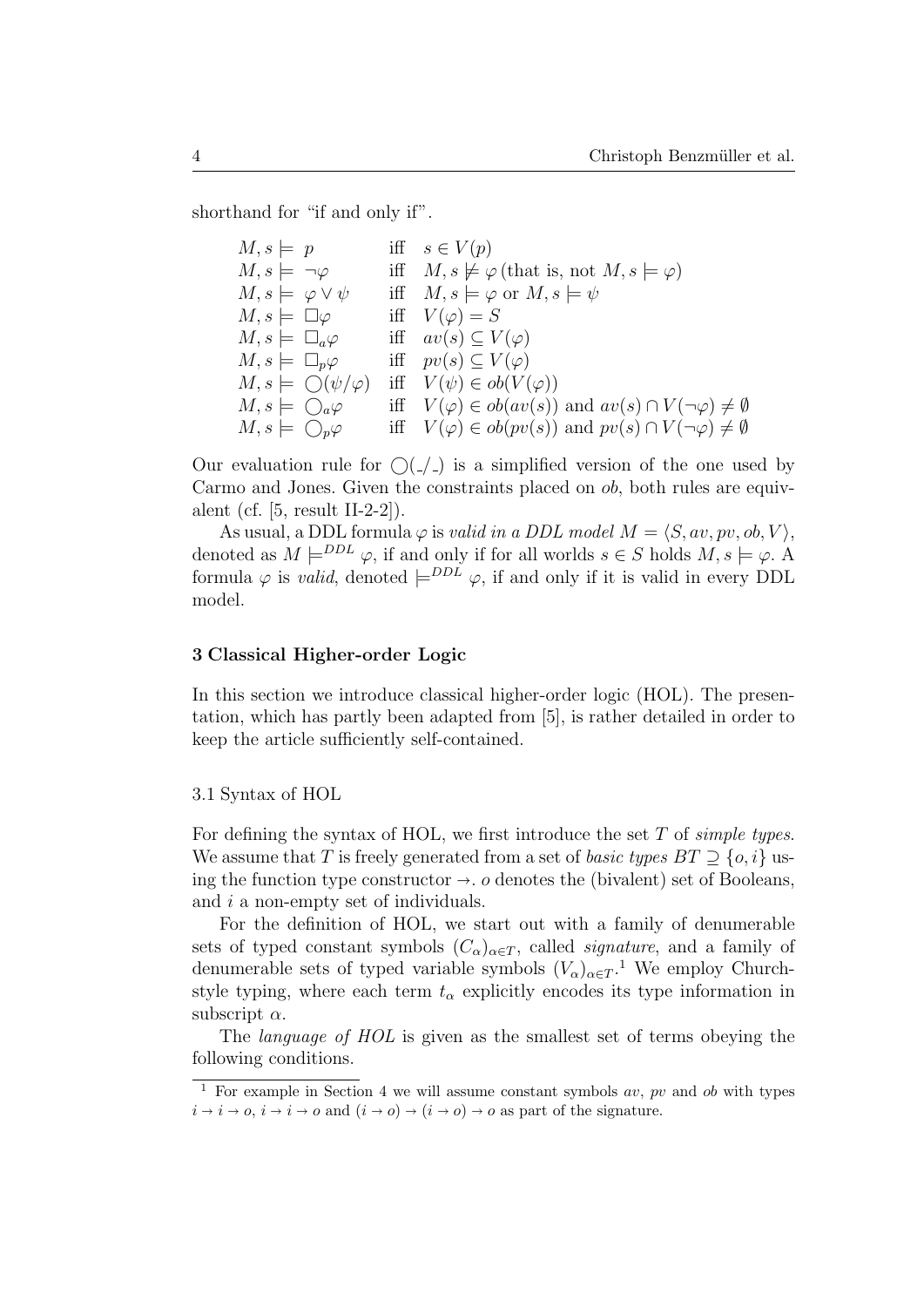shorthand for "if and only if".

$$
\begin{array}{lll}
M, s \models p & \text{iff} & s \in V(p) \\
M, s \models \neg\varphi & \text{iff} & M, s \not\models \varphi \,(\text{that is, not } M, s \models \varphi) \\
M, s \models \varphi \vee \psi & \text{iff} & M, s \models \varphi \text{ or } M, s \models \psi \\
M, s \models \Box\varphi & \text{iff} & V(\varphi) = S \\
M, s \models \Box_a\varphi & \text{iff} & av(s) \subseteq V(\varphi) \\
M, s \models \Box_p\varphi & \text{iff} & pv(s) \subseteq V(\varphi) \\
M, s \models \bigcirc(\psi/\varphi) & \text{iff} & V(\psi) \in ob(V(\varphi)) \\
M, s \models \bigcirc_a\varphi & \text{iff} & V(\varphi) \in ob(av(s)) \text{ and } av(s) \cap V(\neg\varphi) \neq \emptyset \\
M, s \models \bigcirc_p\varphi & \text{iff} & V(\varphi) \in ob(pv(s)) \text{ and } pv(s) \cap V(\neg\varphi) \neq \emptyset
\end{array}
$$

Our evaluation rule for $\bigcirc(\_/\_)$ is a simplified version of the one used by Carmo and Jones. Given the constraints placed on *ob*, both rules are equivalent (cf. [5, result II-2-2]).

As usual, a DDL formula $\varphi$ is *valid in a DDL model* $M = \langle S, av, pv, ob, V\rangle$, denoted as $M \models^{DDL} \varphi$, if and only if for all worlds $s \in S$ holds $M, s \models \varphi$. A formula $\varphi$ is *valid*, denoted $\models^{DDL} \varphi$, if and only if it is valid in every DDL model.

## 3 Classical Higher-order Logic

In this section we introduce classical higher-order logic (HOL). The presentation, which has partly been adapted from [5], is rather detailed in order to keep the article sufficiently self-contained.

### 3.1 Syntax of HOL

For defining the syntax of HOL, we first introduce the set $T$ of *simple types*. We assume that $T$ is freely generated from a set of *basic types* $BT \supseteq \{o, i\}$ using the function type constructor $\rightarrow$. $o$ denotes the (bivalent) set of Booleans, and $i$ a non-empty set of individuals.

For the definition of HOL, we start out with a family of denumerable sets of typed constant symbols $(C_\alpha)_{\alpha\in T}$, called *signature*, and a family of denumerable sets of typed variable symbols $(V_\alpha)_{\alpha\in T}$.[1] We employ Church-style typing, where each term $t_\alpha$ explicitly encodes its type information in subscript $\alpha$.

The *language of HOL* is given as the smallest set of terms obeying the following conditions.

[1] For example in Section 4 we will assume constant symbols *av*, *pv* and *ob* with types $i \rightarrow i \rightarrow o$, $i \rightarrow i \rightarrow o$ and $(i \rightarrow o) \rightarrow (i \rightarrow o) \rightarrow o$ as part of the signature.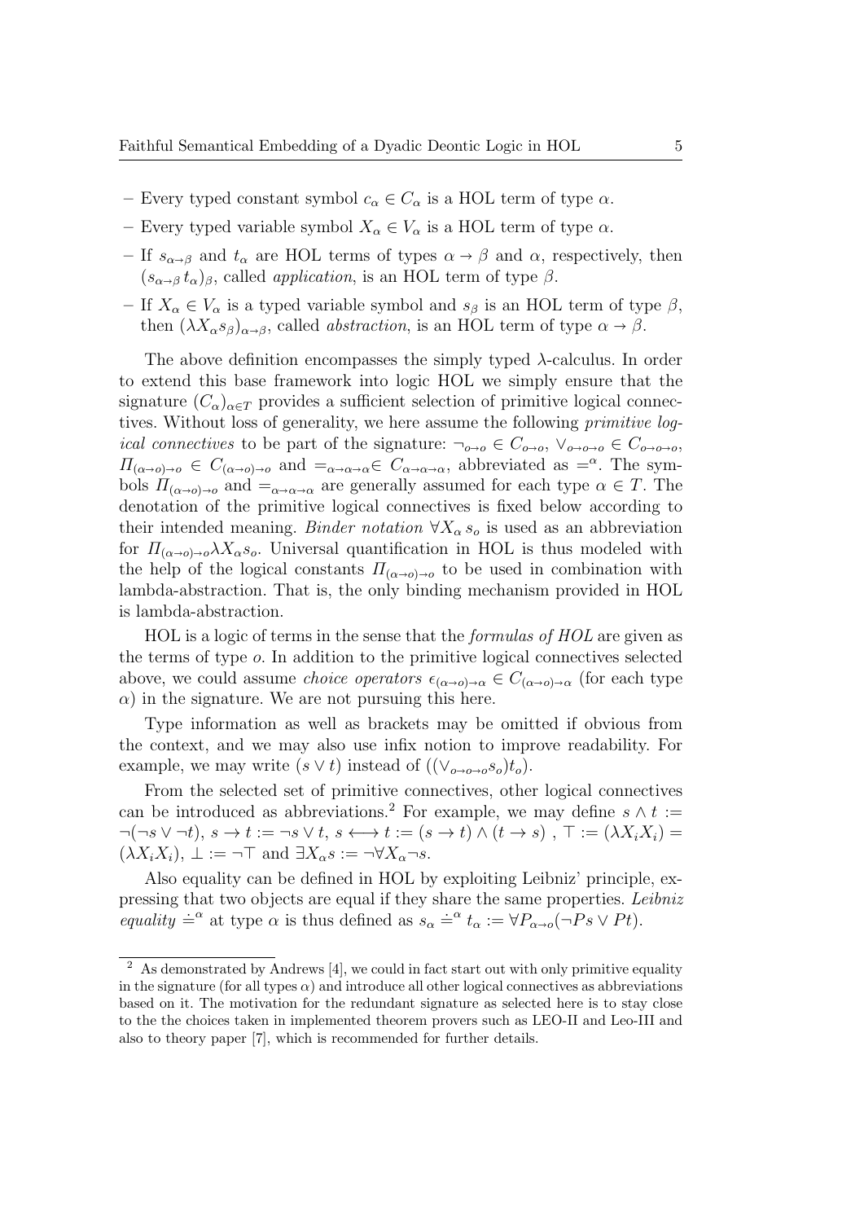- Every typed constant symbol $c_\alpha \in C_\alpha$ is a HOL term of type $\alpha$.
- Every typed variable symbol $X_\alpha \in V_\alpha$ is a HOL term of type $\alpha$.
- If $s_{\alpha\to\beta}$ and $t_\alpha$ are HOL terms of types $\alpha \to \beta$ and $\alpha$, respectively, then $(s_{\alpha\to\beta}\, t_\alpha)_\beta$, called *application*, is an HOL term of type $\beta$.
- If $X_\alpha \in V_\alpha$ is a typed variable symbol and $s_\beta$ is an HOL term of type $\beta$, then $(\lambda X_\alpha s_\beta)_{\alpha\to\beta}$, called *abstraction*, is an HOL term of type $\alpha \to \beta$.

The above definition encompasses the simply typed $\lambda$-calculus. In order to extend this base framework into logic HOL we simply ensure that the signature $(C_\alpha)_{\alpha\in T}$ provides a sufficient selection of primitive logical connectives. Without loss of generality, we here assume the following *primitive logical connectives* to be part of the signature: $\neg_{o\to o} \in C_{o\to o}$, $\vee_{o\to o\to o} \in C_{o\to o\to o}$, $\Pi_{(\alpha\to o)\to o} \in C_{(\alpha\to o)\to o}$ and $=_{\alpha\to\alpha\to\alpha} \in C_{\alpha\to\alpha\to\alpha}$, abbreviated as $=^\alpha$. The symbols $\Pi_{(\alpha\to o)\to o}$ and $=_{\alpha\to\alpha\to\alpha}$ are generally assumed for each type $\alpha \in T$. The denotation of the primitive logical connectives is fixed below according to their intended meaning. *Binder notation* $\forall X_\alpha\, s_o$ is used as an abbreviation for $\Pi_{(\alpha\to o)\to o}\lambda X_\alpha s_o$. Universal quantification in HOL is thus modeled with the help of the logical constants $\Pi_{(\alpha\to o)\to o}$ to be used in combination with lambda-abstraction. That is, the only binding mechanism provided in HOL is lambda-abstraction.

HOL is a logic of terms in the sense that the *formulas of HOL* are given as the terms of type $o$. In addition to the primitive logical connectives selected above, we could assume *choice operators* $\epsilon_{(\alpha\to o)\to\alpha} \in C_{(\alpha\to o)\to\alpha}$ (for each type $\alpha$) in the signature. We are not pursuing this here.

Type information as well as brackets may be omitted if obvious from the context, and we may also use infix notion to improve readability. For example, we may write $(s \vee t)$ instead of $((\vee_{o\to o\to o} s_o) t_o)$.

From the selected set of primitive connectives, other logical connectives can be introduced as abbreviations.[2] For example, we may define $s \wedge t := \neg(\neg s \vee \neg t)$, $s \to t := \neg s \vee t$, $s \longleftrightarrow t := (s \to t) \wedge (t \to s)$ , $\top := (\lambda X_i X_i) = (\lambda X_i X_i)$, $\bot := \neg\top$ and $\exists X_\alpha s := \neg\forall X_\alpha \neg s$.

Also equality can be defined in HOL by exploiting Leibniz' principle, expressing that two objects are equal if they share the same properties. *Leibniz equality* $\doteq^\alpha$ at type $\alpha$ is thus defined as $s_\alpha \doteq^\alpha t_\alpha := \forall P_{\alpha\to o}(\neg P s \vee P t)$.

[2] As demonstrated by Andrews [4], we could in fact start out with only primitive equality in the signature (for all types $\alpha$) and introduce all other logical connectives as abbreviations based on it. The motivation for the redundant signature as selected here is to stay close to the the choices taken in implemented theorem provers such as LEO-II and Leo-III and also to theory paper [7], which is recommended for further details.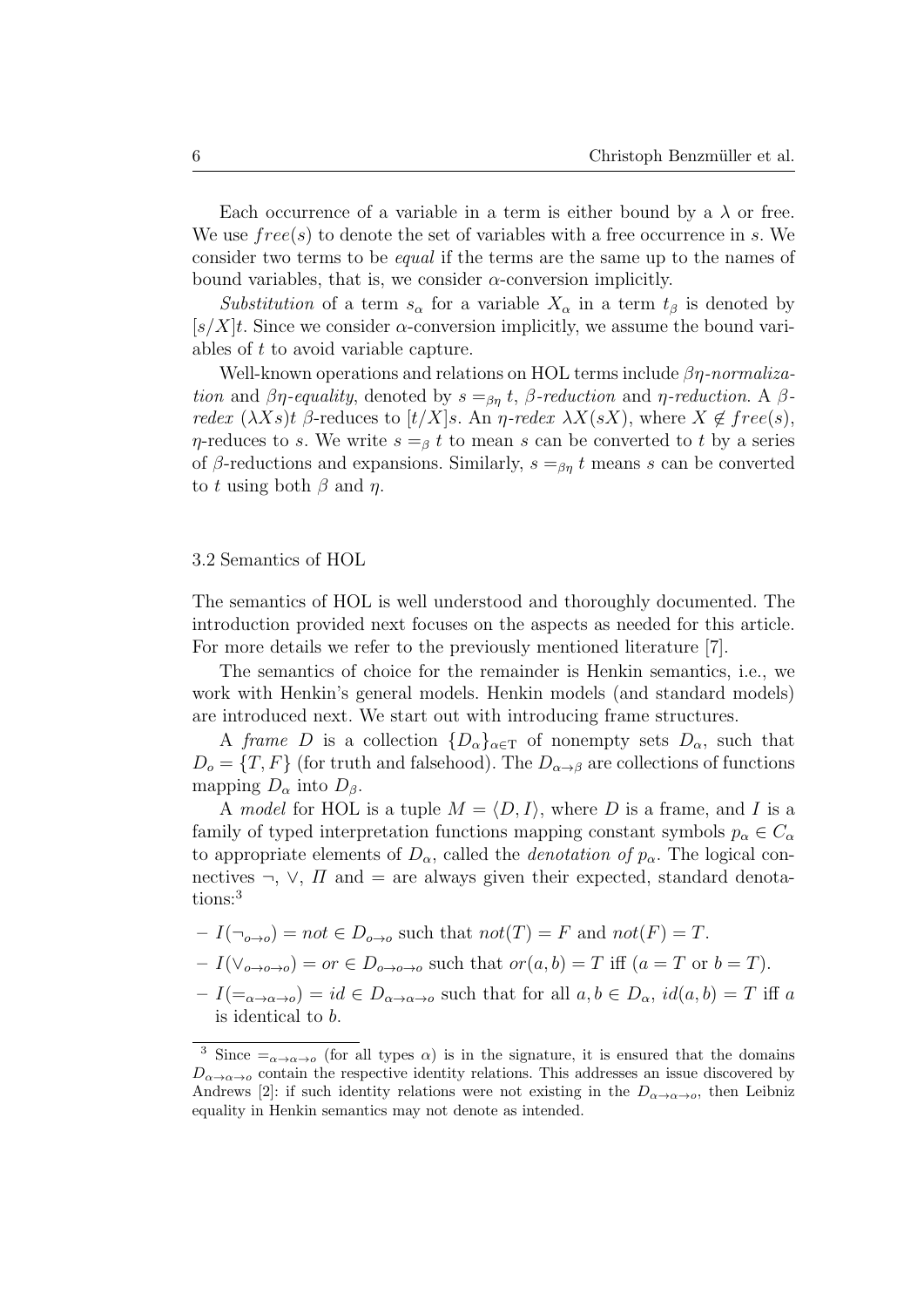Each occurrence of a variable in a term is either bound by a $\lambda$ or free. We use $free(s)$ to denote the set of variables with a free occurrence in $s$. We consider two terms to be *equal* if the terms are the same up to the names of bound variables, that is, we consider $\alpha$-conversion implicitly.

*Substitution* of a term $s_\alpha$ for a variable $X_\alpha$ in a term $t_\beta$ is denoted by $[s/X]t$. Since we consider $\alpha$-conversion implicitly, we assume the bound variables of $t$ to avoid variable capture.

Well-known operations and relations on HOL terms include *$\beta\eta$-normalization* and *$\beta\eta$-equality*, denoted by $s =_{\beta\eta} t$, *$\beta$-reduction* and *$\eta$-reduction*. A *$\beta$-redex* $(\lambda X s)t$ $\beta$-reduces to $[t/X]s$. An *$\eta$-redex* $\lambda X(sX)$, where $X \notin free(s)$, $\eta$-reduces to $s$. We write $s =_\beta t$ to mean $s$ can be converted to $t$ by a series of $\beta$-reductions and expansions. Similarly, $s =_{\beta\eta} t$ means $s$ can be converted to $t$ using both $\beta$ and $\eta$.

### 3.2 Semantics of HOL

The semantics of HOL is well understood and thoroughly documented. The introduction provided next focuses on the aspects as needed for this article. For more details we refer to the previously mentioned literature [7].

The semantics of choice for the remainder is Henkin semantics, i.e., we work with Henkin's general models. Henkin models (and standard models) are introduced next. We start out with introducing frame structures.

A *frame* $D$ is a collection $\{D_\alpha\}_{\alpha\in\mathrm{T}}$ of nonempty sets $D_\alpha$, such that $D_o = \{T, F\}$ (for truth and falsehood). The $D_{\alpha\to\beta}$ are collections of functions mapping $D_\alpha$ into $D_\beta$.

A *model* for HOL is a tuple $M = \langle D, I\rangle$, where $D$ is a frame, and $I$ is a family of typed interpretation functions mapping constant symbols $p_\alpha \in C_\alpha$ to appropriate elements of $D_\alpha$, called the *denotation of $p_\alpha$*. The logical connectives $\neg$, $\vee$, $\Pi$ and $=$ are always given their expected, standard denotations:[3]

- $I(\neg_{o\to o}) = not \in D_{o\to o}$ such that $not(T) = F$ and $not(F) = T$.
- $I(\vee_{o\to o\to o}) = or \in D_{o\to o\to o}$ such that $or(a, b) = T$ iff $(a = T$ or $b = T)$.
- $I(=_{\alpha\to\alpha\to o}) = id \in D_{\alpha\to\alpha\to o}$ such that for all $a, b \in D_\alpha$, $id(a, b) = T$ iff $a$ is identical to $b$.

[3] Since $=_{\alpha\to\alpha\to o}$ (for all types $\alpha$) is in the signature, it is ensured that the domains $D_{\alpha\to\alpha\to o}$ contain the respective identity relations. This addresses an issue discovered by Andrews [2]: if such identity relations were not existing in the $D_{\alpha\to\alpha\to o}$, then Leibniz equality in Henkin semantics may not denote as intended.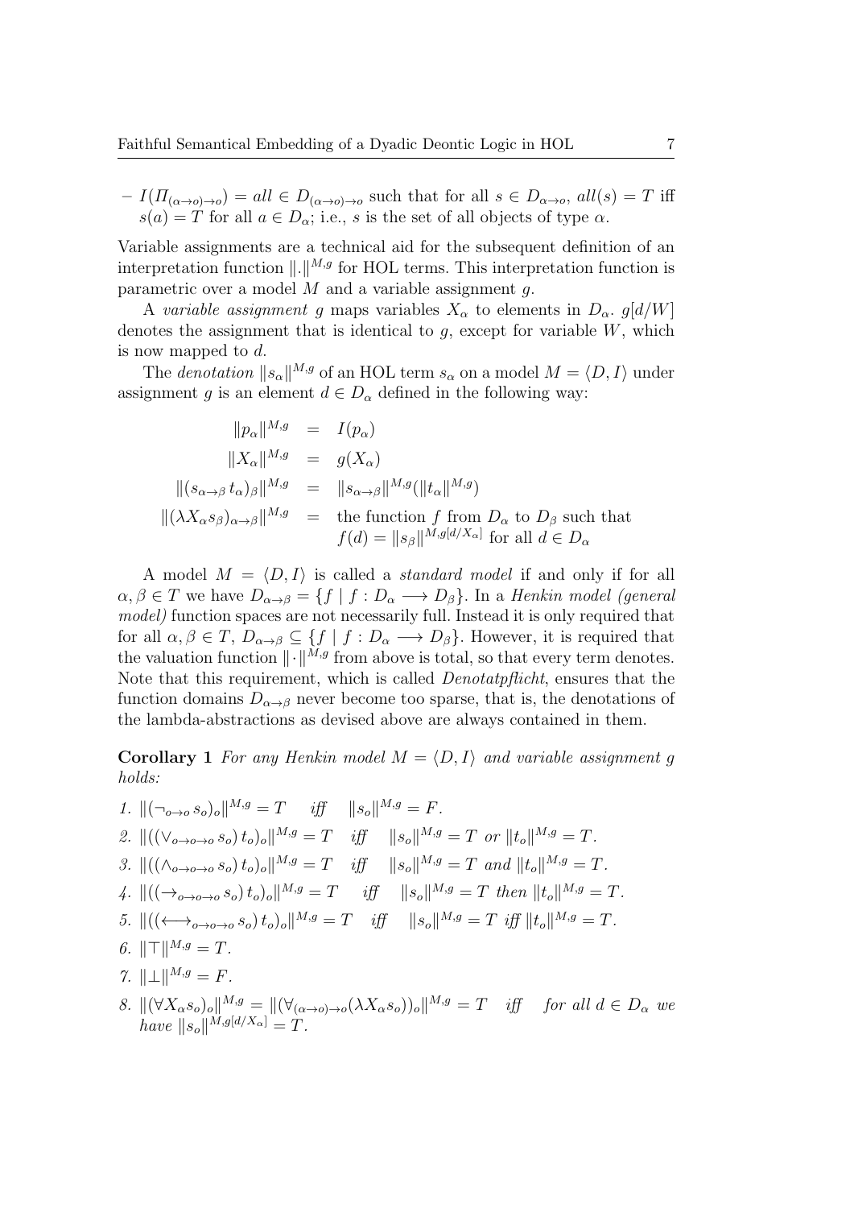- $I(\Pi_{(\alpha\to o)\to o}) = all \in D_{(\alpha\to o)\to o}$ such that for all $s \in D_{\alpha\to o}$, $all(s) = T$ iff $s(a) = T$ for all $a \in D_\alpha$; i.e., $s$ is the set of all objects of type $\alpha$.

Variable assignments are a technical aid for the subsequent definition of an interpretation function $\|.\|^{M,g}$ for HOL terms. This interpretation function is parametric over a model $M$ and a variable assignment $g$.

A *variable assignment* $g$ maps variables $X_\alpha$ to elements in $D_\alpha$. $g[d/W]$ denotes the assignment that is identical to $g$, except for variable $W$, which is now mapped to $d$.

The *denotation* $\|s_\alpha\|^{M,g}$ of an HOL term $s_\alpha$ on a model $M = \langle D, I\rangle$ under assignment $g$ is an element $d \in D_\alpha$ defined in the following way:

$$
\begin{array}{rcl}
\|p_\alpha\|^{M,g} & = & I(p_\alpha) \\
\|X_\alpha\|^{M,g} & = & g(X_\alpha) \\
\|(s_{\alpha\to\beta}\, t_\alpha)_\beta\|^{M,g} & = & \|s_{\alpha\to\beta}\|^{M,g}(\|t_\alpha\|^{M,g}) \\
\|(\lambda X_\alpha s_\beta)_{\alpha\to\beta}\|^{M,g} & = & \text{the function } f \text{ from } D_\alpha \text{ to } D_\beta \text{ such that} \\
 & & f(d) = \|s_\beta\|^{M,g[d/X_\alpha]} \text{ for all } d \in D_\alpha
\end{array}
$$

A model $M = \langle D, I\rangle$ is called a *standard model* if and only if for all $\alpha, \beta \in T$ we have $D_{\alpha\to\beta} = \{f \mid f : D_\alpha \longrightarrow D_\beta\}$. In a *Henkin model (general model)* function spaces are not necessarily full. Instead it is only required that for all $\alpha, \beta \in T$, $D_{\alpha\to\beta} \subseteq \{f \mid f : D_\alpha \longrightarrow D_\beta\}$. However, it is required that the valuation function $\|\cdot\|^{M,g}$ from above is total, so that every term denotes. Note that this requirement, which is called *Denotatpflicht*, ensures that the function domains $D_{\alpha\to\beta}$ never become too sparse, that is, the denotations of the lambda-abstractions as devised above are always contained in them.

**Corollary 1** *For any Henkin model $M = \langle D, I\rangle$ and variable assignment $g$ holds:*

1. $\|(\neg_{o\to o}\, s_o)_o\|^{M,g} = T$ *iff* $\|s_o\|^{M,g} = F$.
2. $\|((\vee_{o\to o\to o}\, s_o)\, t_o)_o\|^{M,g} = T$ *iff* $\|s_o\|^{M,g} = T$ *or* $\|t_o\|^{M,g} = T$.
3. $\|((\wedge_{o\to o\to o}\, s_o)\, t_o)_o\|^{M,g} = T$ *iff* $\|s_o\|^{M,g} = T$ *and* $\|t_o\|^{M,g} = T$.
4. $\|((\to_{o\to o\to o}\, s_o)\, t_o)_o\|^{M,g} = T$ *iff* $\|s_o\|^{M,g} = T$ *then* $\|t_o\|^{M,g} = T$.
5. $\|((\longleftrightarrow_{o\to o\to o}\, s_o)\, t_o)_o\|^{M,g} = T$ *iff* $\|s_o\|^{M,g} = T$ *iff* $\|t_o\|^{M,g} = T$.
6. $\|\top\|^{M,g} = T$.
7. $\|\bot\|^{M,g} = F$.
8. $\|(\forall X_\alpha s_o)_o\|^{M,g} = \|(\forall_{(\alpha\to o)\to o}(\lambda X_\alpha s_o))_o\|^{M,g} = T$ *iff* *for all $d \in D_\alpha$ we have* $\|s_o\|^{M,g[d/X_\alpha]} = T$.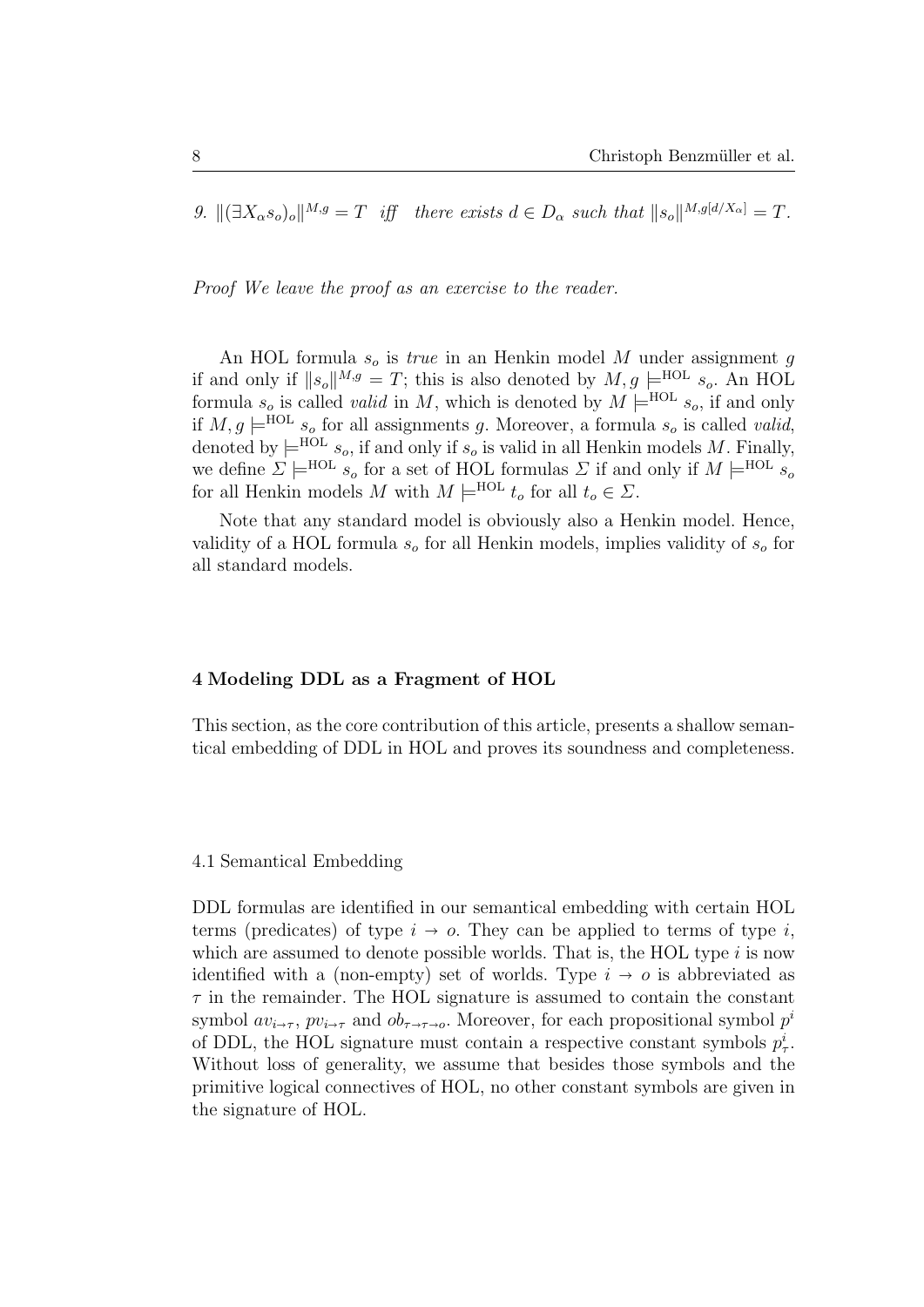*9.* $\|(\exists X_\alpha s_o)_o\|^{M,g} = T$ *iff there exists* $d \in D_\alpha$ *such that* $\|s_o\|^{M,g[d/X_\alpha]} = T$.

*Proof* *We leave the proof as an exercise to the reader.*

An HOL formula $s_o$ is *true* in an Henkin model $M$ under assignment $g$ if and only if $\|s_o\|^{M,g} = T$; this is also denoted by $M, g \models^{\text{HOL}} s_o$. An HOL formula $s_o$ is called *valid* in $M$, which is denoted by $M \models^{\text{HOL}} s_o$, if and only if $M, g \models^{\text{HOL}} s_o$ for all assignments $g$. Moreover, a formula $s_o$ is called *valid*, denoted by $\models^{\text{HOL}} s_o$, if and only if $s_o$ is valid in all Henkin models $M$. Finally, we define $\Sigma \models^{\text{HOL}} s_o$ for a set of HOL formulas $\Sigma$ if and only if $M \models^{\text{HOL}} s_o$ for all Henkin models $M$ with $M \models^{\text{HOL}} t_o$ for all $t_o \in \Sigma$.

Note that any standard model is obviously also a Henkin model. Hence, validity of a HOL formula $s_o$ for all Henkin models, implies validity of $s_o$ for all standard models.

## 4 Modeling DDL as a Fragment of HOL

This section, as the core contribution of this article, presents a shallow semantical embedding of DDL in HOL and proves its soundness and completeness.

### 4.1 Semantical Embedding

DDL formulas are identified in our semantical embedding with certain HOL terms (predicates) of type $i \to o$. They can be applied to terms of type $i$, which are assumed to denote possible worlds. That is, the HOL type $i$ is now identified with a (non-empty) set of worlds. Type $i \to o$ is abbreviated as $\tau$ in the remainder. The HOL signature is assumed to contain the constant symbol $av_{i\to\tau}$, $pv_{i\to\tau}$ and $ob_{\tau\to\tau\to o}$. Moreover, for each propositional symbol $p^i$ of DDL, the HOL signature must contain a respective constant symbols $p^i_\tau$. Without loss of generality, we assume that besides those symbols and the primitive logical connectives of HOL, no other constant symbols are given in the signature of HOL.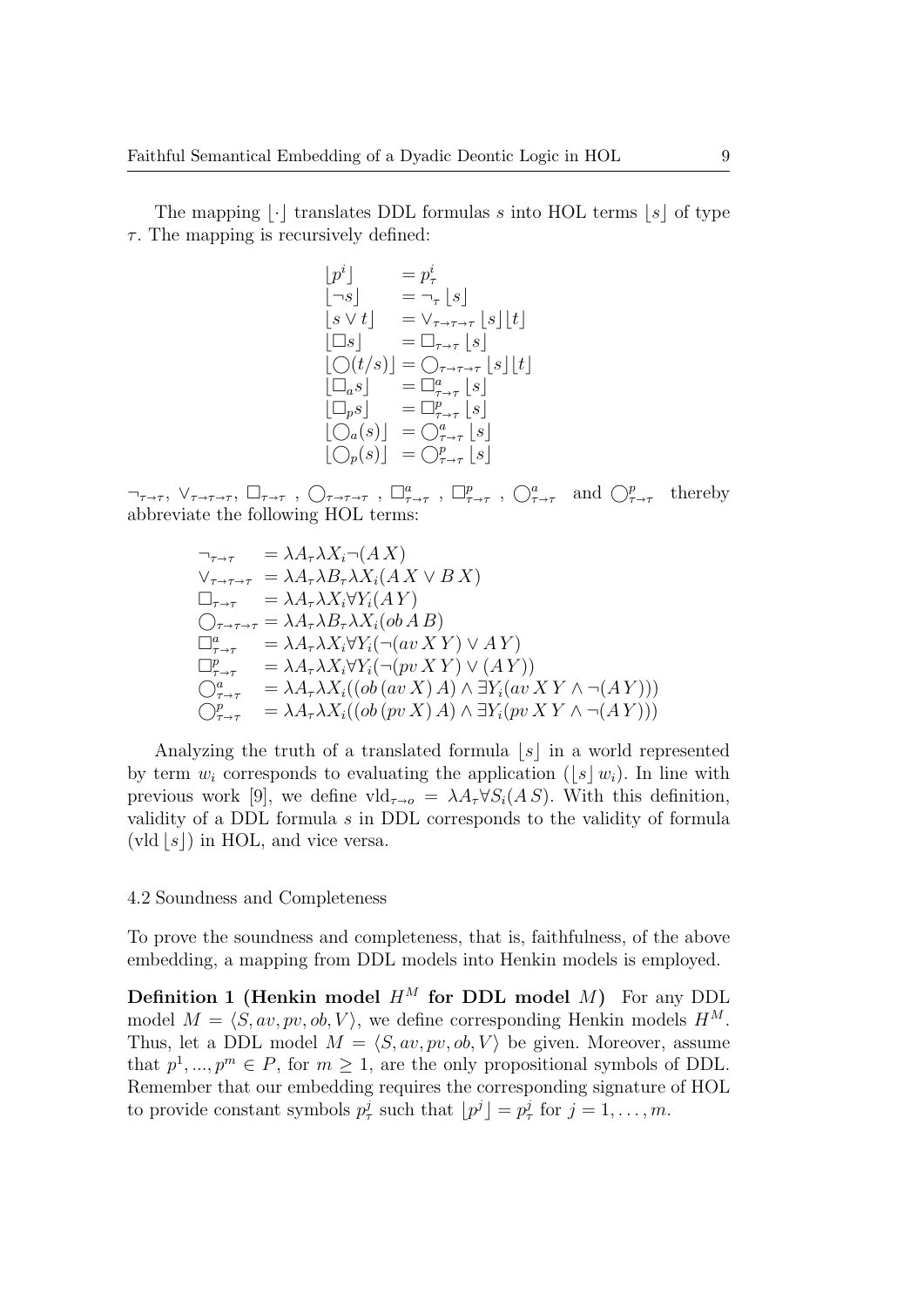The mapping $\lfloor \cdot \rfloor$ translates DDL formulas $s$ into HOL terms $\lfloor s \rfloor$ of type $\tau$. The mapping is recursively defined:

$$
\begin{array}{ll}
\lfloor p^i \rfloor & = p^i_\tau \\
\lfloor \neg s \rfloor & = \neg_\tau \lfloor s \rfloor \\
\lfloor s \vee t \rfloor & = \vee_{\tau\to\tau\to\tau} \lfloor s \rfloor \lfloor t \rfloor \\
\lfloor \Box s \rfloor & = \Box_{\tau\to\tau} \lfloor s \rfloor \\
\lfloor \bigcirc(t/s) \rfloor & = \bigcirc_{\tau\to\tau\to\tau} \lfloor s \rfloor \lfloor t \rfloor \\
\lfloor \Box_a s \rfloor & = \Box^a_{\tau\to\tau} \lfloor s \rfloor \\
\lfloor \Box_p s \rfloor & = \Box^p_{\tau\to\tau} \lfloor s \rfloor \\
\lfloor \bigcirc_a(s) \rfloor & = \bigcirc^a_{\tau\to\tau} \lfloor s \rfloor \\
\lfloor \bigcirc_p(s) \rfloor & = \bigcirc^p_{\tau\to\tau} \lfloor s \rfloor
\end{array}
$$

$\neg_{\tau\to\tau}$, $\vee_{\tau\to\tau\to\tau}$, $\Box_{\tau\to\tau}$ , $\bigcirc_{\tau\to\tau\to\tau}$ , $\Box^a_{\tau\to\tau}$ , $\Box^p_{\tau\to\tau}$ , $\bigcirc^a_{\tau\to\tau}$ and $\bigcirc^p_{\tau\to\tau}$ thereby abbreviate the following HOL terms:

$$
\begin{array}{ll}
\neg_{\tau\to\tau} & = \lambda A_\tau \lambda X_i \neg(A\,X) \\
\vee_{\tau\to\tau\to\tau} & = \lambda A_\tau \lambda B_\tau \lambda X_i (A\,X \vee B\,X) \\
\Box_{\tau\to\tau} & = \lambda A_\tau \lambda X_i \forall Y_i (A\,Y) \\
\bigcirc_{\tau\to\tau\to\tau} & = \lambda A_\tau \lambda B_\tau \lambda X_i (ob\,A\,B) \\
\Box^a_{\tau\to\tau} & = \lambda A_\tau \lambda X_i \forall Y_i (\neg(av\,X\,Y) \vee A\,Y) \\
\Box^p_{\tau\to\tau} & = \lambda A_\tau \lambda X_i \forall Y_i (\neg(pv\,X\,Y) \vee (A\,Y)) \\
\bigcirc^a_{\tau\to\tau} & = \lambda A_\tau \lambda X_i ((ob\,(av\,X)\,A) \wedge \exists Y_i (av\,X\,Y \wedge \neg(A\,Y))) \\
\bigcirc^p_{\tau\to\tau} & = \lambda A_\tau \lambda X_i ((ob\,(pv\,X)\,A) \wedge \exists Y_i (pv\,X\,Y \wedge \neg(A\,Y)))
\end{array}
$$

Analyzing the truth of a translated formula $\lfloor s \rfloor$ in a world represented by term $w_i$ corresponds to evaluating the application $(\lfloor s \rfloor\, w_i)$. In line with previous work [9], we define $\text{vld}_{\tau\to o} = \lambda A_\tau \forall S_i (A\,S)$. With this definition, validity of a DDL formula $s$ in DDL corresponds to the validity of formula $(\text{vld}\,\lfloor s \rfloor)$ in HOL, and vice versa.

### 4.2 Soundness and Completeness

To prove the soundness and completeness, that is, faithfulness, of the above embedding, a mapping from DDL models into Henkin models is employed.

**Definition 1 (Henkin model $H^M$ for DDL model $M$)** For any DDL model $M = \langle S, av, pv, ob, V \rangle$, we define corresponding Henkin models $H^M$. Thus, let a DDL model $M = \langle S, av, pv, ob, V \rangle$ be given. Moreover, assume that $p^1, ..., p^m \in P$, for $m \geq 1$, are the only propositional symbols of DDL. Remember that our embedding requires the corresponding signature of HOL to provide constant symbols $p^j_\tau$ such that $\lfloor p^j \rfloor = p^j_\tau$ for $j = 1, \ldots, m$.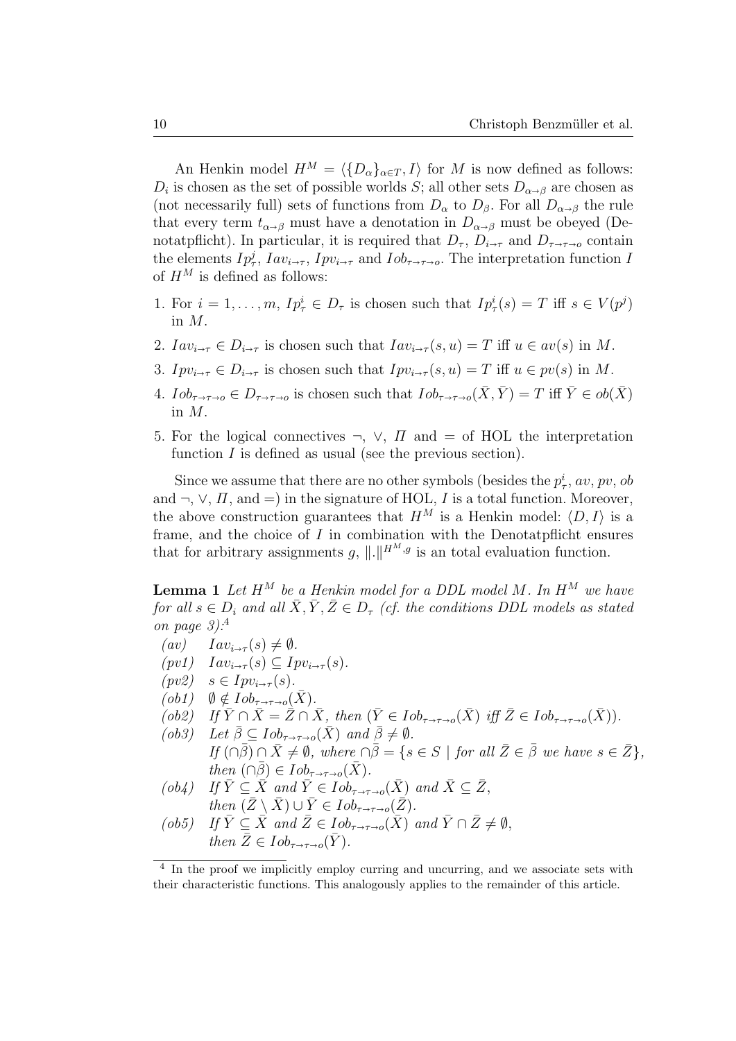An Henkin model $H^M = \langle \{D_\alpha\}_{\alpha \in T}, I \rangle$ for $M$ is now defined as follows: $D_i$ is chosen as the set of possible worlds $S$; all other sets $D_{\alpha \to \beta}$ are chosen as (not necessarily full) sets of functions from $D_\alpha$ to $D_\beta$. For all $D_{\alpha \to \beta}$ the rule that every term $t_{\alpha \to \beta}$ must have a denotation in $D_{\alpha \to \beta}$ must be obeyed (Denotatpflicht). In particular, it is required that $D_\tau$, $D_{i \to \tau}$ and $D_{\tau \to \tau \to o}$ contain the elements $Ip^j_\tau$, $Iav_{i \to \tau}$, $Ipv_{i \to \tau}$ and $Iob_{\tau \to \tau \to o}$. The interpretation function $I$ of $H^M$ is defined as follows:

1. For $i = 1, \ldots, m$, $Ip^i_\tau \in D_\tau$ is chosen such that $Ip^i_\tau(s) = T$ iff $s \in V(p^j)$ in $M$.
2. $Iav_{i \to \tau} \in D_{i \to \tau}$ is chosen such that $Iav_{i \to \tau}(s, u) = T$ iff $u \in av(s)$ in $M$.
3. $Ipv_{i \to \tau} \in D_{i \to \tau}$ is chosen such that $Ipv_{i \to \tau}(s, u) = T$ iff $u \in pv(s)$ in $M$.
4. $Iob_{\tau \to \tau \to o} \in D_{\tau \to \tau \to o}$ is chosen such that $Iob_{\tau \to \tau \to o}(\bar{X}, \bar{Y}) = T$ iff $\bar{Y} \in ob(\bar{X})$ in $M$.
5. For the logical connectives $\neg$, $\vee$, $\Pi$ and $=$ of HOL the interpretation function $I$ is defined as usual (see the previous section).

Since we assume that there are no other symbols (besides the $p^i_\tau$, $av$, $pv$, $ob$ and $\neg$, $\vee$, $\Pi$, and $=$) in the signature of HOL, $I$ is a total function. Moreover, the above construction guarantees that $H^M$ is a Henkin model: $\langle D, I \rangle$ is a frame, and the choice of $I$ in combination with the Denotatpflicht ensures that for arbitrary assignments $g$, $\|.\|^{H^M,g}$ is an total evaluation function.

**Lemma 1** *Let $H^M$ be a Henkin model for a DDL model $M$. In $H^M$ we have for all $s \in D_i$ and all $\bar{X}, \bar{Y}, \bar{Z} \in D_\tau$ (cf. the conditions DDL models as stated on page 3):*[4]

- *(av)* $Iav_{i \to \tau}(s) \neq \emptyset$.
- *(pv1)* $Iav_{i \to \tau}(s) \subseteq Ipv_{i \to \tau}(s)$.
- *(pv2)* $s \in Ipv_{i \to \tau}(s)$.
- *(ob1)* $\emptyset \notin Iob_{\tau \to \tau \to o}(\bar{X})$.
- *(ob2)* *If* $\bar{Y} \cap \bar{X} = \bar{Z} \cap \bar{X}$, *then* ($\bar{Y} \in Iob_{\tau \to \tau \to o}(\bar{X})$ *iff* $\bar{Z} \in Iob_{\tau \to \tau \to o}(\bar{X})$).
- *(ob3)* *Let* $\bar{\beta} \subseteq Iob_{\tau \to \tau \to o}(\bar{X})$ *and* $\bar{\beta} \neq \emptyset$. *If* $(\cap \bar{\beta}) \cap \bar{X} \neq \emptyset$, *where* $\cap \bar{\beta} = \{s \in S \mid$ *for all* $\bar{Z} \in \bar{\beta}$ *we have* $s \in \bar{Z}\}$, *then* $(\cap \bar{\beta}) \in Iob_{\tau \to \tau \to o}(\bar{X})$.
- *(ob4)* *If* $\bar{Y} \subseteq \bar{X}$ *and* $\bar{Y} \in Iob_{\tau \to \tau \to o}(\bar{X})$ *and* $\bar{X} \subseteq \bar{Z}$, *then* $(\bar{Z} \setminus \bar{X}) \cup \bar{Y} \in Iob_{\tau \to \tau \to o}(\bar{Z})$.
- *(ob5)* *If* $\bar{Y} \subseteq \bar{X}$ *and* $\bar{Z} \in Iob_{\tau \to \tau \to o}(\bar{X})$ *and* $\bar{Y} \cap \bar{Z} \neq \emptyset$, *then* $\bar{Z} \in Iob_{\tau \to \tau \to o}(\bar{Y})$.

---

[4] In the proof we implicitly employ curring and uncurring, and we associate sets with their characteristic functions. This analogously applies to the remainder of this article.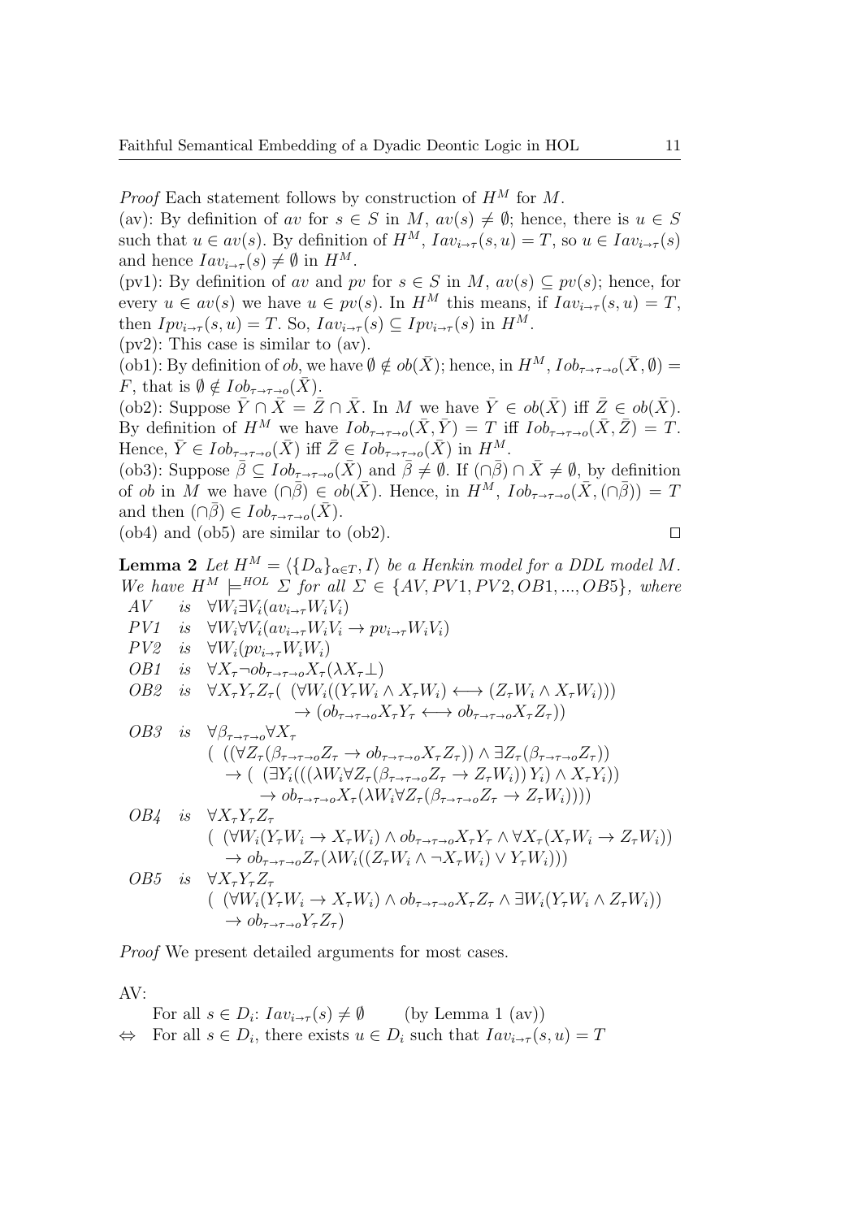*Proof* Each statement follows by construction of $H^M$ for $M$.

(av): By definition of $av$ for $s \in S$ in $M$, $av(s) \neq \emptyset$; hence, there is $u \in S$ such that $u \in av(s)$. By definition of $H^M$, $Iav_{i \to \tau}(s, u) = T$, so $u \in Iav_{i\to\tau}(s)$ and hence $Iav_{i\to\tau}(s) \neq \emptyset$ in $H^M$.

(pv1): By definition of $av$ and $pv$ for $s \in S$ in $M$, $av(s) \subseteq pv(s)$; hence, for every $u \in av(s)$ we have $u \in pv(s)$. In $H^M$ this means, if $Iav_{i\to\tau}(s, u) = T$, then $Ipv_{i\to\tau}(s, u) = T$. So, $Iav_{i\to\tau}(s) \subseteq Ipv_{i\to\tau}(s)$ in $H^M$.

(pv2): This case is similar to (av).

(ob1): By definition of $ob$, we have $\emptyset \notin ob(\bar{X})$; hence, in $H^M$, $Iob_{\tau\to\tau\to o}(\bar{X}, \emptyset) = F$, that is $\emptyset \notin Iob_{\tau\to\tau\to o}(\bar{X})$.

(ob2): Suppose $\bar{Y} \cap \bar{X} = \bar{Z} \cap \bar{X}$. In $M$ we have $\bar{Y} \in ob(\bar{X})$ iff $\bar{Z} \in ob(\bar{X})$. By definition of $H^M$ we have $Iob_{\tau\to\tau\to o}(\bar{X}, \bar{Y}) = T$ iff $Iob_{\tau\to\tau\to o}(\bar{X}, \bar{Z}) = T$. Hence, $\bar{Y} \in Iob_{\tau\to\tau\to o}(\bar{X})$ iff $\bar{Z} \in Iob_{\tau\to\tau\to o}(\bar{X})$ in $H^M$.

(ob3): Suppose $\bar{\beta} \subseteq Iob_{\tau\to\tau\to o}(\bar{X})$ and $\bar{\beta} \neq \emptyset$. If $(\cap\bar{\beta}) \cap \bar{X} \neq \emptyset$, by definition of $ob$ in $M$ we have $(\cap\bar{\beta}) \in ob(\bar{X})$. Hence, in $H^M$, $Iob_{\tau\to\tau\to o}(\bar{X}, (\cap\bar{\beta})) = T$ and then $(\cap\bar{\beta}) \in Iob_{\tau\to\tau\to o}(\bar{X})$.

(ob4) and (ob5) are similar to (ob2). $\square$

**Lemma 2** *Let $H^M = \langle \{D_\alpha\}_{\alpha\in T}, I\rangle$ be a Henkin model for a DDL model $M$. We have $H^M \models^{HOL} \Sigma$ for all $\Sigma \in \{AV, PV1, PV2, OB1, ..., OB5\}$, where*

$AV$ is $\forall W_i \exists V_i (av_{i\to\tau} W_i V_i)$

$PV1$ is $\forall W_i \forall V_i (av_{i\to\tau} W_i V_i \to pv_{i\to\tau} W_i V_i)$

$PV2$ is $\forall W_i (pv_{i\to\tau} W_i W_i)$

$OB1$ is $\forall X_\tau \neg ob_{\tau\to\tau\to o} X_\tau (\lambda X_\tau \bot)$

$OB2$ is
$$\forall X_\tau Y_\tau Z_\tau (\ (\forall W_i((Y_\tau W_i \wedge X_\tau W_i) \longleftrightarrow (Z_\tau W_i \wedge X_\tau W_i))) \to (ob_{\tau\to\tau\to o} X_\tau Y_\tau \longleftrightarrow ob_{\tau\to\tau\to o} X_\tau Z_\tau))$$

$OB3$ is
$$\begin{aligned}&\forall \beta_{\tau\to\tau\to o} \forall X_\tau \\ &(\ ((\forall Z_\tau(\beta_{\tau\to\tau\to o} Z_\tau \to ob_{\tau\to\tau\to o} X_\tau Z_\tau)) \wedge \exists Z_\tau(\beta_{\tau\to\tau\to o} Z_\tau)) \\ &\quad \to (\ (\exists Y_i(((\lambda W_i \forall Z_\tau(\beta_{\tau\to\tau\to o} Z_\tau \to Z_\tau W_i))\, Y_i) \wedge X_\tau Y_i)) \\ &\qquad \to ob_{\tau\to\tau\to o} X_\tau (\lambda W_i \forall Z_\tau(\beta_{\tau\to\tau\to o} Z_\tau \to Z_\tau W_i))))\end{aligned}$$

$OB4$ is
$$\begin{aligned}&\forall X_\tau Y_\tau Z_\tau \\ &(\ (\forall W_i(Y_\tau W_i \to X_\tau W_i) \wedge ob_{\tau\to\tau\to o} X_\tau Y_\tau \wedge \forall X_\tau(X_\tau W_i \to Z_\tau W_i)) \\ &\quad \to ob_{\tau\to\tau\to o} Z_\tau(\lambda W_i((Z_\tau W_i \wedge \neg X_\tau W_i) \vee Y_\tau W_i)))\end{aligned}$$

$OB5$ is
$$\begin{aligned}&\forall X_\tau Y_\tau Z_\tau \\ &(\ (\forall W_i(Y_\tau W_i \to X_\tau W_i) \wedge ob_{\tau\to\tau\to o} X_\tau Z_\tau \wedge \exists W_i(Y_\tau W_i \wedge Z_\tau W_i)) \\ &\quad \to ob_{\tau\to\tau\to o} Y_\tau Z_\tau)\end{aligned}$$

*Proof* We present detailed arguments for most cases.

AV:

$$\begin{aligned}&\text{For all } s \in D_i\text{: } Iav_{i\to\tau}(s) \neq \emptyset \qquad \text{(by Lemma 1 (av))} \\ \Leftrightarrow\ &\text{For all } s \in D_i\text{, there exists } u \in D_i \text{ such that } Iav_{i\to\tau}(s, u) = T\end{aligned}$$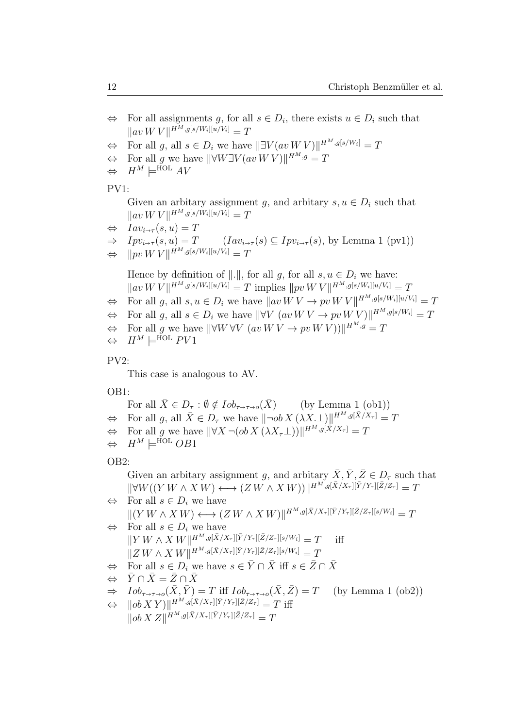$\Leftrightarrow$ For all assignments $g$, for all $s \in D_i$, there exists $u \in D_i$ such that $\|av\, W\, V\|^{H^M, g[s/W_i][u/V_i]} = T$

$\Leftrightarrow$ For all $g$, all $s \in D_i$ we have $\|\exists V (av\, W\, V)\|^{H^M, g[s/W_i]} = T$

$\Leftrightarrow$ For all $g$ we have $\|\forall W \exists V (av\, W\, V)\|^{H^M, g} = T$

$\Leftrightarrow$ $H^M \models^{\mathrm{HOL}} AV$

PV1:

Given an arbitary assignment $g$, and arbitary $s, u \in D_i$ such that $\|av\, W\, V\|^{H^M, g[s/W_i][u/V_i]} = T$

$\Leftrightarrow$ $Iav_{i \to \tau}(s, u) = T$

$\Rightarrow$ $Ipv_{i \to \tau}(s, u) = T \qquad (Iav_{i \to \tau}(s) \subseteq Ipv_{i \to \tau}(s)$, by Lemma 1 (pv1))

$\Leftrightarrow$ $\|pv\, W\, V\|^{H^M, g[s/W_i][u/V_i]} = T$

Hence by definition of $\|.\|$, for all $g$, for all $s, u \in D_i$ we have: $\|av\, W\, V\|^{H^M, g[s/W_i][u/V_i]} = T$ implies $\|pv\, W\, V\|^{H^M, g[s/W_i][u/V_i]} = T$

$\Leftrightarrow$ For all $g$, all $s, u \in D_i$ we have $\|av\, W\, V \to pv\, W\, V\|^{H^M, g[s/W_i][u/V_i]} = T$

$\Leftrightarrow$ For all $g$, all $s \in D_i$ we have $\|\forall V\ (av\, W\, V \to pv\, W\, V)\|^{H^M, g[s/W_i]} = T$

$\Leftrightarrow$ For all $g$ we have $\|\forall W\, \forall V\ (av\, W\, V \to pv\, W\, V))\|^{H^M, g} = T$

$\Leftrightarrow$ $H^M \models^{\mathrm{HOL}} PV1$

PV2:

This case is analogous to AV.

OB1:

For all $\bar{X} \in D_\tau : \emptyset \notin Iob_{\tau \to \tau \to o}(\bar{X}) \qquad$ (by Lemma 1 (ob1))

$\Leftrightarrow$ For all $g$, all $\bar{X} \in D_\tau$ we have $\|\neg ob\, X\, (\lambda X. \bot)\|^{H^M, g[\bar{X}/X_\tau]} = T$

$\Leftrightarrow$ For all $g$ we have $\|\forall X\, \neg(ob\, X\, (\lambda X_\tau \bot))\|^{H^M, g[\bar{X}/X_\tau]} = T$

$\Leftrightarrow$ $H^M \models^{\mathrm{HOL}} OB1$

OB2:

Given an arbitary assignment $g$, and arbitary $\bar{X}, \bar{Y}, \bar{Z} \in D_\tau$ such that $\|\forall W ((Y\, W \wedge X\, W) \longleftrightarrow (Z\, W \wedge X\, W))\|^{H^M, g[\bar{X}/X_\tau][\bar{Y}/Y_\tau][\bar{Z}/Z_\tau]} = T$

$\Leftrightarrow$ For all $s \in D_i$ we have $\|(Y\, W \wedge X\, W) \longleftrightarrow (Z\, W \wedge X\, W)\|^{H^M, g[\bar{X}/X_\tau][\bar{Y}/Y_\tau][\bar{Z}/Z_\tau][s/W_i]} = T$

$\Leftrightarrow$ For all $s \in D_i$ we have $\|Y\, W \wedge X\, W\|^{H^M, g[\bar{X}/X_\tau][\bar{Y}/Y_\tau][\bar{Z}/Z_\tau][s/W_i]} = T$ iff $\|Z\, W \wedge X\, W\|^{H^M, g[\bar{X}/X_\tau][\bar{Y}/Y_\tau][\bar{Z}/Z_\tau][s/W_i]} = T$

$\Leftrightarrow$ For all $s \in D_i$ we have $s \in \bar{Y} \cap \bar{X}$ iff $s \in \bar{Z} \cap \bar{X}$

$\Leftrightarrow$ $\bar{Y} \cap \bar{X} = \bar{Z} \cap \bar{X}$

$\Rightarrow$ $Iob_{\tau \to \tau \to o}(\bar{X}, \bar{Y}) = T$ iff $Iob_{\tau \to \tau \to o}(\bar{X}, \bar{Z}) = T \qquad$ (by Lemma 1 (ob2))

$\Leftrightarrow$ $\|ob\, X\, Y)\|^{H^M, g[\bar{X}/X_\tau][\bar{Y}/Y_\tau][\bar{Z}/Z_\tau]} = T$ iff $\|ob\, X\, Z\|^{H^M, g[\bar{X}/X_\tau][\bar{Y}/Y_\tau][\bar{Z}/Z_\tau]} = T$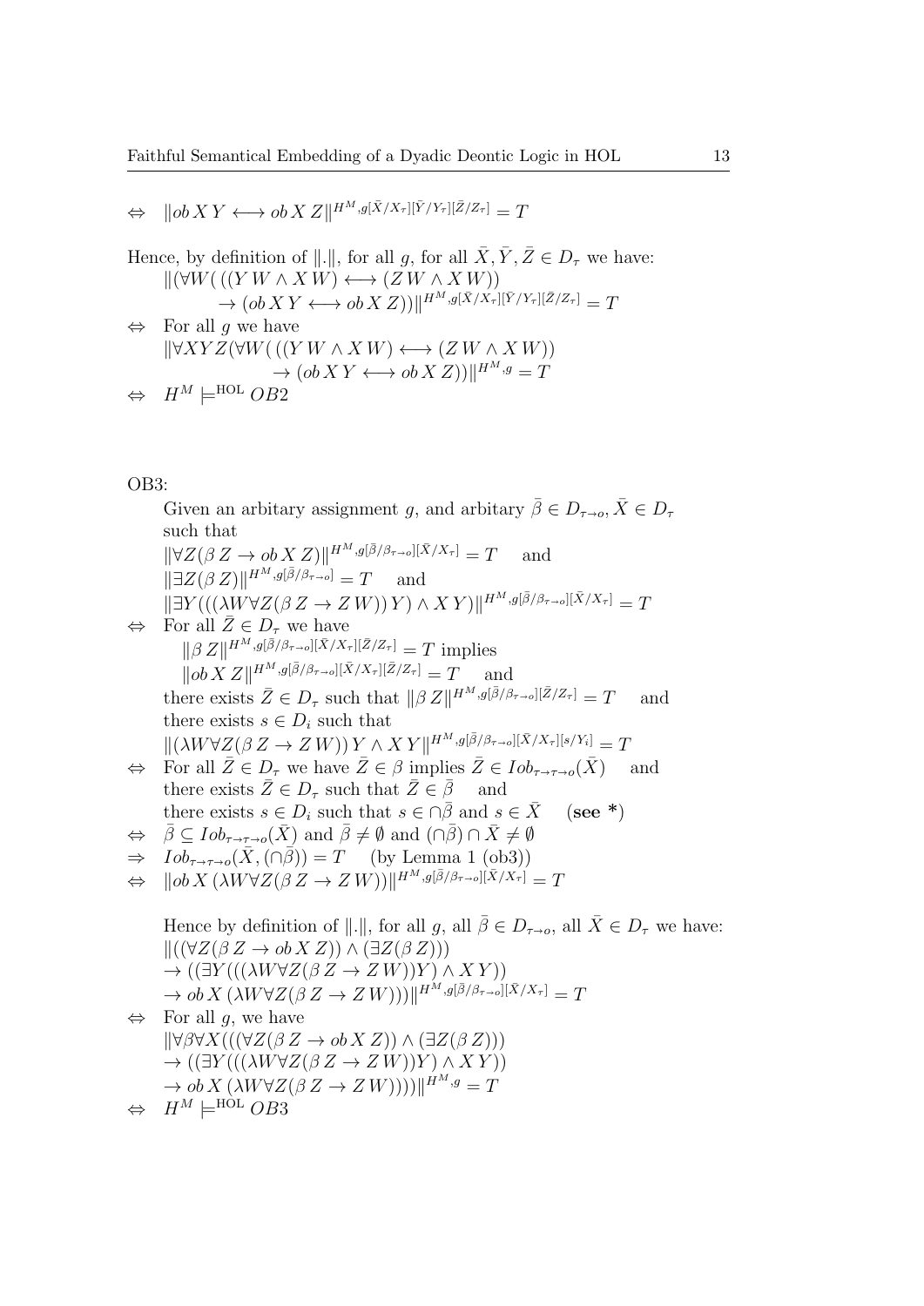$\Leftrightarrow \quad \|ob\, X\, Y \longleftrightarrow ob\, X\, Z\|^{H^M, g[\bar{X}/X_\tau][\bar{Y}/Y_\tau][\bar{Z}/Z_\tau]} = T$

Hence, by definition of $\|.\|$, for all $g$, for all $\bar{X}, \bar{Y}, \bar{Z} \in D_\tau$ we have:

$$\|(\forall W(\, ((Y\, W \wedge X\, W) \longleftrightarrow (Z\, W \wedge X\, W)) \rightarrow (ob\, X\, Y \longleftrightarrow ob\, X\, Z))\|^{H^M, g[\bar{X}/X_\tau][\bar{Y}/Y_\tau][\bar{Z}/Z_\tau]} = T$$

$\Leftrightarrow$ For all $g$ we have

$$\|\forall XYZ(\forall W(\, ((Y\, W \wedge X\, W) \longleftrightarrow (Z\, W \wedge X\, W)) \rightarrow (ob\, X\, Y \longleftrightarrow ob\, X\, Z))\|^{H^M, g} = T$$

$\Leftrightarrow \quad H^M \models^{\text{HOL}} OB2$

OB3:

Given an arbitary assignment $g$, and arbitary $\bar{\beta} \in D_{\tau \rightarrow o}, \bar{X} \in D_\tau$ such that

$\|\forall Z(\beta\, Z \rightarrow ob\, X\, Z)\|^{H^M, g[\bar{\beta}/\beta_{\tau \rightarrow o}][\bar{X}/X_\tau]} = T \quad$ and

$\|\exists Z(\beta\, Z)\|^{H^M, g[\bar{\beta}/\beta_{\tau \rightarrow o}]} = T \quad$ and

$\|\exists Y(((\lambda W \forall Z(\beta\, Z \rightarrow Z\, W))\, Y) \wedge X\, Y)\|^{H^M, g[\bar{\beta}/\beta_{\tau \rightarrow o}][\bar{X}/X_\tau]} = T$

$\Leftrightarrow$ For all $\bar{Z} \in D_\tau$ we have

$\|\beta\, Z\|^{H^M, g[\bar{\beta}/\beta_{\tau \rightarrow o}][\bar{X}/X_\tau][\bar{Z}/Z_\tau]} = T$ implies

$\|ob\, X\, Z\|^{H^M, g[\bar{\beta}/\beta_{\tau \rightarrow o}][\bar{X}/X_\tau][\bar{Z}/Z_\tau]} = T \quad$ and

there exists $\bar{Z} \in D_\tau$ such that $\|\beta\, Z\|^{H^M, g[\bar{\beta}/\beta_{\tau \rightarrow o}][\bar{Z}/Z_\tau]} = T \quad$ and

there exists $s \in D_i$ such that

$\|(\lambda W \forall Z(\beta\, Z \rightarrow Z\, W))\, Y \wedge X\, Y\|^{H^M, g[\bar{\beta}/\beta_{\tau \rightarrow o}][\bar{X}/X_\tau][s/Y_i]} = T$

$\Leftrightarrow$ For all $\bar{Z} \in D_\tau$ we have $\bar{Z} \in \beta$ implies $\bar{Z} \in Iob_{\tau \rightarrow \tau \rightarrow o}(\bar{X}) \quad$ and

there exists $\bar{Z} \in D_\tau$ such that $\bar{Z} \in \bar{\beta} \quad$ and

there exists $s \in D_i$ such that $s \in \cap\bar{\beta}$ and $s \in \bar{X} \quad$ **(see \*)**

$\Leftrightarrow \quad \bar{\beta} \subseteq Iob_{\tau \rightarrow \tau \rightarrow o}(\bar{X})$ and $\bar{\beta} \neq \emptyset$ and $(\cap\bar{\beta}) \cap \bar{X} \neq \emptyset$

$\Rightarrow \quad Iob_{\tau \rightarrow \tau \rightarrow o}(\bar{X}, (\cap\bar{\beta})) = T \quad$ (by Lemma 1 (ob3))

$\Leftrightarrow \quad \|ob\, X\, (\lambda W \forall Z(\beta\, Z \rightarrow Z\, W))\|^{H^M, g[\bar{\beta}/\beta_{\tau \rightarrow o}][\bar{X}/X_\tau]} = T$

Hence by definition of $\|.\|$, for all $g$, all $\bar{\beta} \in D_{\tau \rightarrow o}$, all $\bar{X} \in D_\tau$ we have:

$$\|((\forall Z(\beta\, Z \rightarrow ob\, X\, Z)) \wedge (\exists Z(\beta\, Z))) \rightarrow ((\exists Y(((\lambda W \forall Z(\beta\, Z \rightarrow Z\, W))Y) \wedge X\, Y)) \rightarrow ob\, X\, (\lambda W \forall Z(\beta\, Z \rightarrow Z\, W)))\|^{H^M, g[\bar{\beta}/\beta_{\tau \rightarrow o}][\bar{X}/X_\tau]} = T$$

$\Leftrightarrow$ For all $g$, we have

$$\|\forall \beta \forall X(((\forall Z(\beta\, Z \rightarrow ob\, X\, Z)) \wedge (\exists Z(\beta\, Z))) \rightarrow ((\exists Y(((\lambda W \forall Z(\beta\, Z \rightarrow Z\, W))Y) \wedge X\, Y)) \rightarrow ob\, X\, (\lambda W \forall Z(\beta\, Z \rightarrow Z\, W))))\|^{H^M, g} = T$$

$\Leftrightarrow \quad H^M \models^{\text{HOL}} OB3$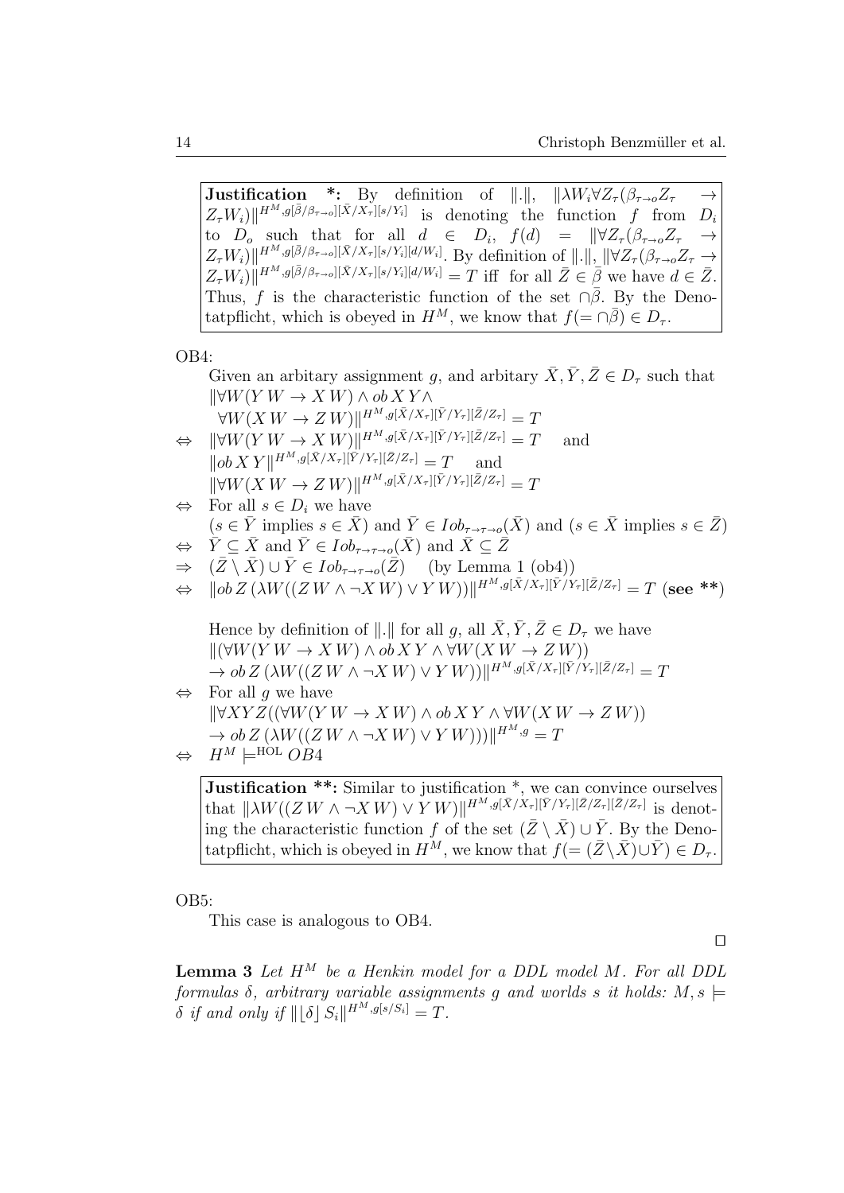**Justification \*:** By definition of $\|.\|$, $\|\lambda W_i \forall Z_\tau(\beta_{\tau\to o} Z_\tau \to Z_\tau W_i)\|^{H^M, g[\bar\beta/\beta_{\tau\to o}][\bar X/X_\tau][s/Y_i]}$ is denoting the function $f$ from $D_i$ to $D_o$ such that for all $d \in D_i$, $f(d) = \|\forall Z_\tau(\beta_{\tau\to o} Z_\tau \to Z_\tau W_i)\|^{H^M, g[\bar\beta/\beta_{\tau\to o}][\bar X/X_\tau][s/Y_i][d/W_i]}$. By definition of $\|.\|$, $\|\forall Z_\tau(\beta_{\tau\to o} Z_\tau \to Z_\tau W_i)\|^{H^M, g[\bar\beta/\beta_{\tau\to o}][\bar X/X_\tau][s/Y_i][d/W_i]} = T$ iff for all $\bar Z \in \bar\beta$ we have $d \in \bar Z$. Thus, $f$ is the characteristic function of the set $\cap\bar\beta$. By the Denotatpflicht, which is obeyed in $H^M$, we know that $f(= \cap\bar\beta) \in D_\tau$.

OB4:

Given an arbitary assignment $g$, and arbitary $\bar X, \bar Y, \bar Z \in D_\tau$ such that

$\|\forall W(Y\,W \to X\,W) \wedge ob\,X\,Y \wedge \forall W(X\,W \to Z\,W)\|^{H^M, g[\bar X/X_\tau][\bar Y/Y_\tau][\bar Z/Z_\tau]} = T$

$\Leftrightarrow$ $\|\forall W(Y\,W \to X\,W)\|^{H^M, g[\bar X/X_\tau][\bar Y/Y_\tau][\bar Z/Z_\tau]} = T$ and $\|ob\,X\,Y\|^{H^M, g[\bar X/X_\tau][\bar Y/Y_\tau][\bar Z/Z_\tau]} = T$ and $\|\forall W(X\,W \to Z\,W)\|^{H^M, g[\bar X/X_\tau][\bar Y/Y_\tau][\bar Z/Z_\tau]} = T$

$\Leftrightarrow$ For all $s \in D_i$ we have ($s \in \bar Y$ implies $s \in \bar X$) and $\bar Y \in Iob_{\tau\to\tau\to o}(\bar X)$ and ($s \in \bar X$ implies $s \in \bar Z$)

$\Leftrightarrow$ $\bar Y \subseteq \bar X$ and $\bar Y \in Iob_{\tau\to\tau\to o}(\bar X)$ and $\bar X \subseteq \bar Z$

$\Rightarrow$ $(\bar Z \setminus \bar X) \cup \bar Y \in Iob_{\tau\to\tau\to o}(\bar Z)$ (by Lemma 1 (ob4))

$\Leftrightarrow$ $\|ob\,Z\,(\lambda W((Z\,W \wedge \neg X\,W) \vee Y\,W))\|^{H^M, g[\bar X/X_\tau][\bar Y/Y_\tau][\bar Z/Z_\tau]} = T$ (**see \*\***)

Hence by definition of $\|.\|$ for all $g$, all $\bar X, \bar Y, \bar Z \in D_\tau$ we have

$\|(\forall W(Y\,W \to X\,W) \wedge ob\,X\,Y \wedge \forall W(X\,W \to Z\,W)) \to ob\,Z\,(\lambda W((Z\,W \wedge \neg X\,W) \vee Y\,W))\|^{H^M, g[\bar X/X_\tau][\bar Y/Y_\tau][\bar Z/Z_\tau]} = T$

$\Leftrightarrow$ For all $g$ we have $\|\forall XYZ((\forall W(Y\,W \to X\,W) \wedge ob\,X\,Y \wedge \forall W(X\,W \to Z\,W)) \to ob\,Z\,(\lambda W((Z\,W \wedge \neg X\,W) \vee Y\,W)))\|^{H^M, g} = T$

$\Leftrightarrow$ $H^M \models^{\text{HOL}} OB4$

**Justification \*\*:** Similar to justification \*, we can convince ourselves that $\|\lambda W((Z\,W \wedge \neg X\,W) \vee Y\,W)\|^{H^M, g[\bar X/X_\tau][\bar Y/Y_\tau][\bar Z/Z_\tau][\bar Z/Z_\tau]}$ is denoting the characteristic function $f$ of the set $(\bar Z \setminus \bar X) \cup \bar Y$. By the Denotatpflicht, which is obeyed in $H^M$, we know that $f(= (\bar Z \setminus \bar X) \cup \bar Y) \in D_\tau$.

OB5:

This case is analogous to OB4.

$\square$

**Lemma 3** *Let $H^M$ be a Henkin model for a DDL model $M$. For all DDL formulas $\delta$, arbitrary variable assignments $g$ and worlds $s$ it holds: $M, s \models \delta$ if and only if $\|\lfloor\delta\rfloor\, S_i\|^{H^M, g[s/S_i]} = T$.*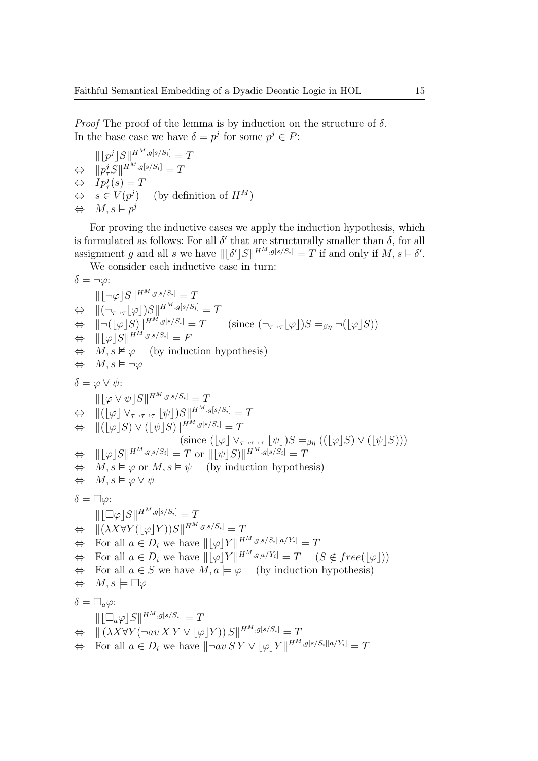*Proof* The proof of the lemma is by induction on the structure of $\delta$. In the base case we have $\delta = p^j$ for some $p^j \in P$:

$$
\begin{aligned}
& \|\lfloor p^j \rfloor S\|^{H^M, g[s/S_i]} = T \\
\Leftrightarrow \quad & \|p^j_\tau S\|^{H^M, g[s/S_i]} = T \\
\Leftrightarrow \quad & I p^j_\tau(s) = T \\
\Leftrightarrow \quad & s \in V(p^j) \quad \text{(by definition of } H^M\text{)} \\
\Leftrightarrow \quad & M, s \vDash p^j
\end{aligned}
$$

For proving the inductive cases we apply the induction hypothesis, which is formulated as follows: For all $\delta'$ that are structurally smaller than $\delta$, for all assignment $g$ and all $s$ we have $\|\lfloor \delta' \rfloor S\|^{H^M, g[s/S_i]} = T$ if and only if $M, s \vDash \delta'$.

We consider each inductive case in turn:

$\delta = \neg \varphi$:

$$
\begin{aligned}
& \|\lfloor \neg \varphi \rfloor S\|^{H^M, g[s/S_i]} = T \\
\Leftrightarrow \quad & \|(\neg_{\tau \to \tau} \lfloor \varphi \rfloor) S\|^{H^M, g[s/S_i]} = T \\
\Leftrightarrow \quad & \|\neg (\lfloor \varphi \rfloor S)\|^{H^M, g[s/S_i]} = T \qquad (\text{since } (\neg_{\tau \to \tau} \lfloor \varphi \rfloor) S =_{\beta\eta} \neg (\lfloor \varphi \rfloor S)) \\
\Leftrightarrow \quad & \|\lfloor \varphi \rfloor S\|^{H^M, g[s/S_i]} = F \\
\Leftrightarrow \quad & M, s \nvDash \varphi \quad \text{(by induction hypothesis)} \\
\Leftrightarrow \quad & M, s \vDash \neg \varphi
\end{aligned}
$$

$\delta = \varphi \vee \psi$:

$$
\begin{aligned}
& \|\lfloor \varphi \vee \psi \rfloor S\|^{H^M, g[s/S_i]} = T \\
\Leftrightarrow \quad & \|(\lfloor \varphi \rfloor \vee_{\tau \to \tau \to \tau} \lfloor \psi \rfloor) S\|^{H^M, g[s/S_i]} = T \\
\Leftrightarrow \quad & \|(\lfloor \varphi \rfloor S) \vee (\lfloor \psi \rfloor S)\|^{H^M, g[s/S_i]} = T \\
& \qquad (\text{since } (\lfloor \varphi \rfloor \vee_{\tau \to \tau \to \tau} \lfloor \psi \rfloor) S =_{\beta\eta} ((\lfloor \varphi \rfloor S) \vee (\lfloor \psi \rfloor S))) \\
\Leftrightarrow \quad & \|\lfloor \varphi \rfloor S\|^{H^M, g[s/S_i]} = T \text{ or } \|\lfloor \psi \rfloor S)\|^{H^M, g[s/S_i]} = T \\
\Leftrightarrow \quad & M, s \vDash \varphi \text{ or } M, s \vDash \psi \quad \text{(by induction hypothesis)} \\
\Leftrightarrow \quad & M, s \vDash \varphi \vee \psi
\end{aligned}
$$

$\delta = \Box \varphi$:

$$
\begin{aligned}
& \|\lfloor \Box \varphi \rfloor S\|^{H^M, g[s/S_i]} = T \\
\Leftrightarrow \quad & \|(\lambda X \forall Y (\lfloor \varphi \rfloor Y)) S\|^{H^M, g[s/S_i]} = T \\
\Leftrightarrow \quad & \text{For all } a \in D_i \text{ we have } \|\lfloor \varphi \rfloor Y\|^{H^M, g[s/S_i][a/Y_i]} = T \\
\Leftrightarrow \quad & \text{For all } a \in D_i \text{ we have } \|\lfloor \varphi \rfloor Y\|^{H^M, g[a/Y_i]} = T \quad (S \notin free(\lfloor \varphi \rfloor)) \\
\Leftrightarrow \quad & \text{For all } a \in S \text{ we have } M, a \models \varphi \quad \text{(by induction hypothesis)} \\
\Leftrightarrow \quad & M, s \models \Box \varphi
\end{aligned}
$$

$\delta = \Box_a \varphi$:

$$
\begin{aligned}
& \|\lfloor \Box_a \varphi \rfloor S\|^{H^M, g[s/S_i]} = T \\
\Leftrightarrow \quad & \|(\lambda X \forall Y (\neg av\, X\, Y \vee \lfloor \varphi \rfloor Y))\, S\|^{H^M, g[s/S_i]} = T \\
\Leftrightarrow \quad & \text{For all } a \in D_i \text{ we have } \|\neg av\, S\, Y \vee \lfloor \varphi \rfloor Y\|^{H^M, g[s/S_i][a/Y_i]} = T
\end{aligned}
$$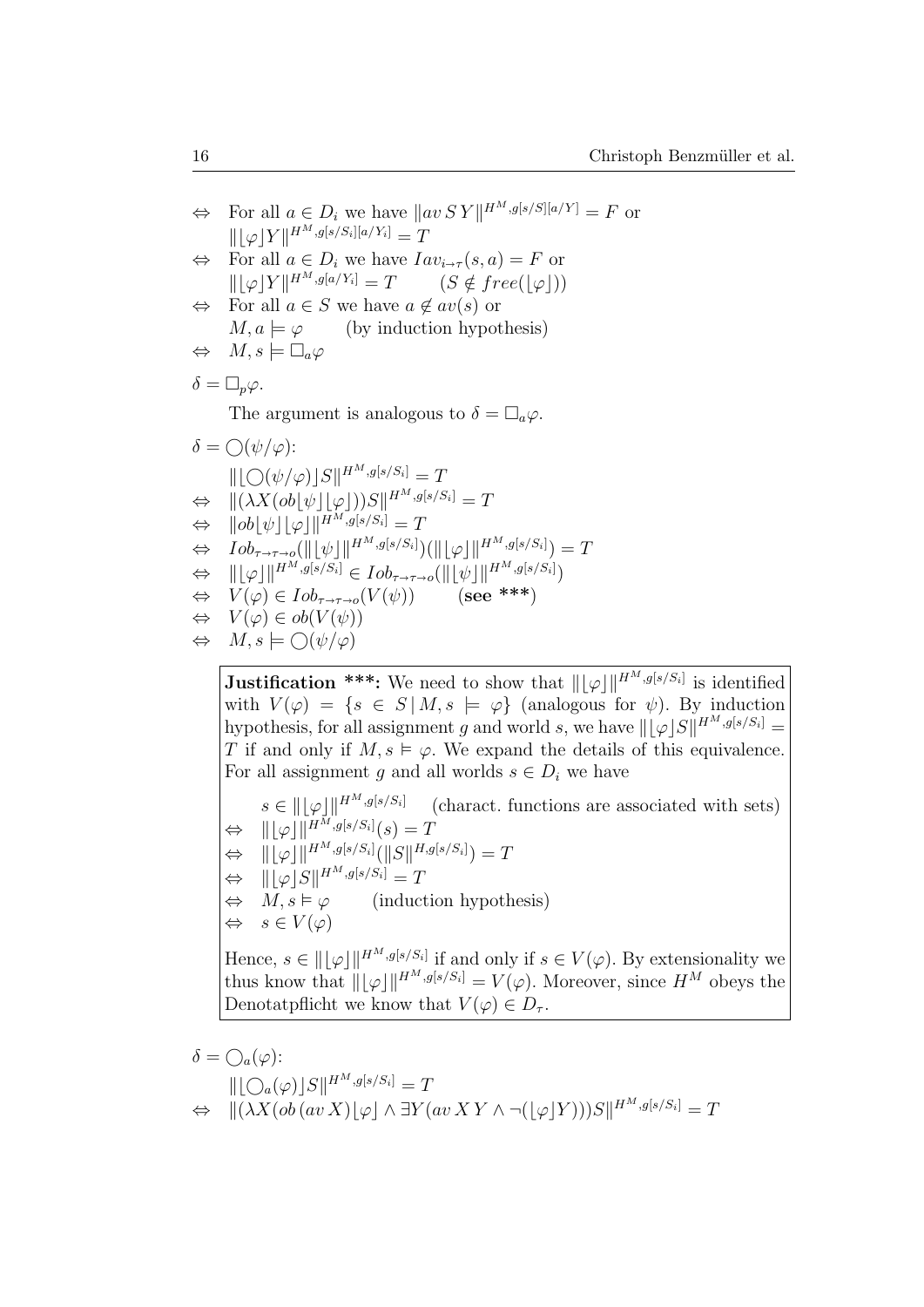$\Leftrightarrow$ For all $a \in D_i$ we have $\|av\, S\, Y\|^{H^M, g[s/S][a/Y]} = F$ or $\|\lfloor\varphi\rfloor Y\|^{H^M, g[s/S_i][a/Y_i]} = T$

$\Leftrightarrow$ For all $a \in D_i$ we have $Iav_{i \to \tau}(s, a) = F$ or $\|\lfloor\varphi\rfloor Y\|^{H^M, g[a/Y_i]} = T \qquad (S \notin free(\lfloor\varphi\rfloor))$

$\Leftrightarrow$ For all $a \in S$ we have $a \notin av(s)$ or $M, a \models \varphi \qquad$ (by induction hypothesis)

$\Leftrightarrow$ $M, s \models \Box_a \varphi$

$\delta = \Box_p \varphi$.

The argument is analogous to $\delta = \Box_a \varphi$.

$\delta = \bigcirc(\psi/\varphi)$:

$$
\begin{aligned}
& \|\lfloor\bigcirc(\psi/\varphi)\rfloor S\|^{H^M, g[s/S_i]} = T \\
\Leftrightarrow\ & \|(\lambda X(ob\lfloor\psi\rfloor\lfloor\varphi\rfloor))S\|^{H^M, g[s/S_i]} = T \\
\Leftrightarrow\ & \|ob\lfloor\psi\rfloor\lfloor\varphi\rfloor\|^{H^M, g[s/S_i]} = T \\
\Leftrightarrow\ & Iob_{\tau \to \tau \to o}(\|\lfloor\psi\rfloor\|^{H^M, g[s/S_i]})(\|\lfloor\varphi\rfloor\|^{H^M, g[s/S_i]}) = T \\
\Leftrightarrow\ & \|\lfloor\varphi\rfloor\|^{H^M, g[s/S_i]} \in Iob_{\tau \to \tau \to o}(\|\lfloor\psi\rfloor\|^{H^M, g[s/S_i]}) \\
\Leftrightarrow\ & V(\varphi) \in Iob_{\tau \to \tau \to o}(V(\psi)) \qquad \textbf{(see ***)} \\
\Leftrightarrow\ & V(\varphi) \in ob(V(\psi)) \\
\Leftrightarrow\ & M, s \models \bigcirc(\psi/\varphi)
\end{aligned}
$$

**Justification \*\*\*:** We need to show that $\|\lfloor\varphi\rfloor\|^{H^M, g[s/S_i]}$ is identified with $V(\varphi) = \{s \in S \,|\, M, s \models \varphi\}$ (analogous for $\psi$). By induction hypothesis, for all assignment $g$ and world $s$, we have $\|\lfloor\varphi\rfloor S\|^{H^M, g[s/S_i]} = T$ if and only if $M, s \vDash \varphi$. We expand the details of this equivalence. For all assignment $g$ and all worlds $s \in D_i$ we have

$$
\begin{aligned}
& s \in \|\lfloor\varphi\rfloor\|^{H^M, g[s/S_i]} \qquad \text{(charact. functions are associated with sets)} \\
\Leftrightarrow\ & \|\lfloor\varphi\rfloor\|^{H^M, g[s/S_i]}(s) = T \\
\Leftrightarrow\ & \|\lfloor\varphi\rfloor\|^{H^M, g[s/S_i]}(\|S\|^{H, g[s/S_i]}) = T \\
\Leftrightarrow\ & \|\lfloor\varphi\rfloor S\|^{H^M, g[s/S_i]} = T \\
\Leftrightarrow\ & M, s \vDash \varphi \qquad \text{(induction hypothesis)} \\
\Leftrightarrow\ & s \in V(\varphi)
\end{aligned}
$$

Hence, $s \in \|\lfloor\varphi\rfloor\|^{H^M, g[s/S_i]}$ if and only if $s \in V(\varphi)$. By extensionality we thus know that $\|\lfloor\varphi\rfloor\|^{H^M, g[s/S_i]} = V(\varphi)$. Moreover, since $H^M$ obeys the Denotatpflicht we know that $V(\varphi) \in D_\tau$.

$\delta = \bigcirc_a(\varphi)$:

$$
\begin{aligned}
& \|\lfloor\bigcirc_a(\varphi)\rfloor S\|^{H^M, g[s/S_i]} = T \\
\Leftrightarrow\ & \|(\lambda X(ob\,(av\,X)\lfloor\varphi\rfloor \wedge \exists Y(av\,X\,Y \wedge \neg(\lfloor\varphi\rfloor Y)))S\|^{H^M, g[s/S_i]} = T
\end{aligned}
$$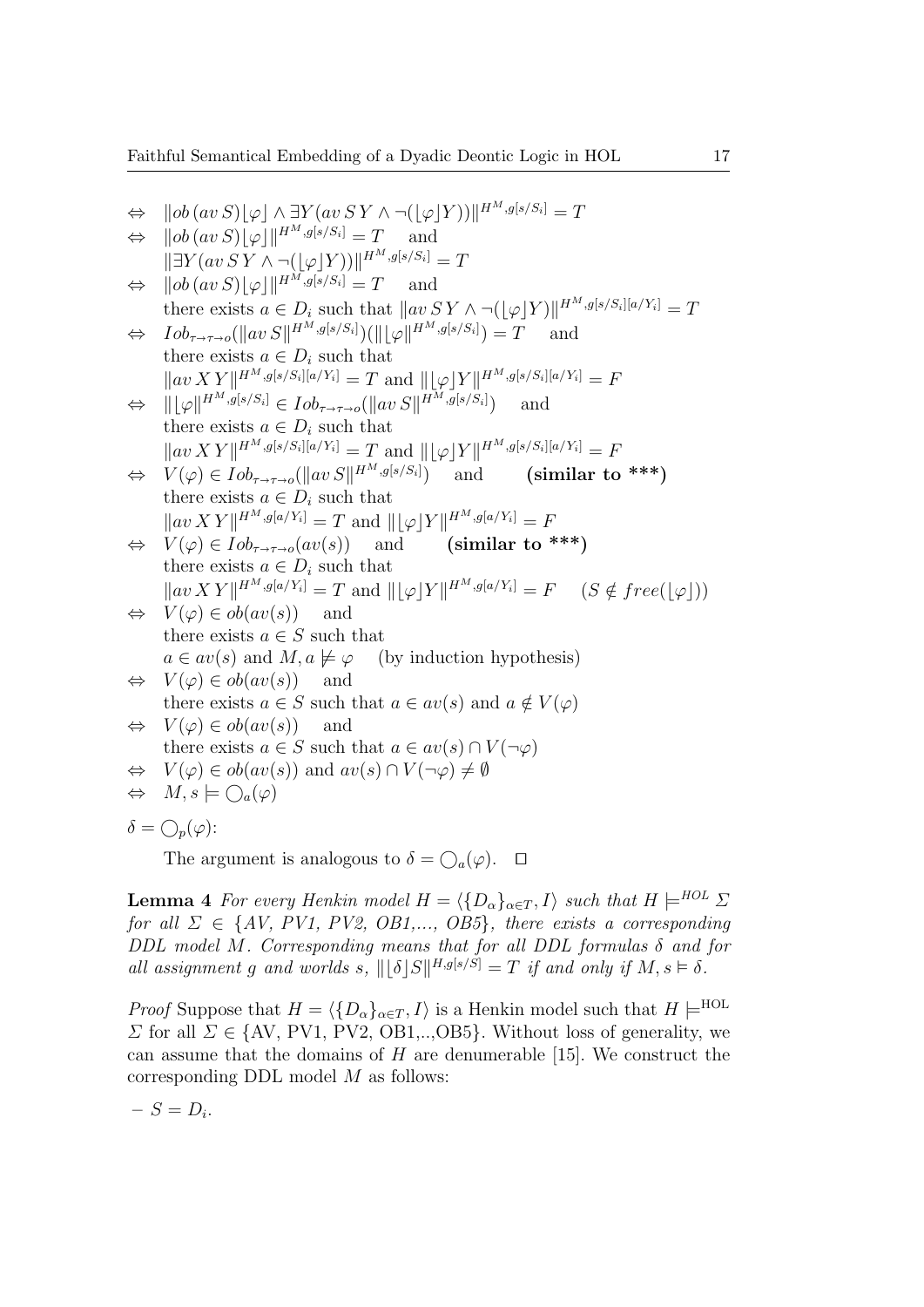$\Leftrightarrow \quad \|ob\,(av\,S)\lfloor\varphi\rfloor \wedge \exists Y(av\,S\,Y \wedge \neg(\lfloor\varphi\rfloor Y))\|^{H^M,g[s/S_i]} = T$

$\Leftrightarrow \quad \|ob\,(av\,S)\lfloor\varphi\rfloor\|^{H^M,g[s/S_i]} = T \quad$ and
$\quad \|\exists Y(av\,S\,Y \wedge \neg(\lfloor\varphi\rfloor Y))\|^{H^M,g[s/S_i]} = T$

$\Leftrightarrow \quad \|ob\,(av\,S)\lfloor\varphi\rfloor\|^{H^M,g[s/S_i]} = T \quad$ and
$\quad$ there exists $a \in D_i$ such that $\|av\,S\,Y \wedge \neg(\lfloor\varphi\rfloor Y)\|^{H^M,g[s/S_i][a/Y_i]} = T$

$\Leftrightarrow \quad Iob_{\tau\to\tau\to o}(\|av\,S\|^{H^M,g[s/S_i]})(\|\lfloor\varphi\|^{H^M,g[s/S_i]}) = T \quad$ and
$\quad$ there exists $a \in D_i$ such that
$\quad \|av\,X\,Y\|^{H^M,g[s/S_i][a/Y_i]} = T$ and $\|\lfloor\varphi\rfloor Y\|^{H^M,g[s/S_i][a/Y_i]} = F$

$\Leftrightarrow \quad \|\lfloor\varphi\|^{H^M,g[s/S_i]} \in Iob_{\tau\to\tau\to o}(\|av\,S\|^{H^M,g[s/S_i]}) \quad$ and
$\quad$ there exists $a \in D_i$ such that
$\quad \|av\,X\,Y\|^{H^M,g[s/S_i][a/Y_i]} = T$ and $\|\lfloor\varphi\rfloor Y\|^{H^M,g[s/S_i][a/Y_i]} = F$

$\Leftrightarrow \quad V(\varphi) \in Iob_{\tau\to\tau\to o}(\|av\,S\|^{H^M,g[s/S_i]}) \quad$ and $\qquad$ **(similar to \*\*\*)**
$\quad$ there exists $a \in D_i$ such that
$\quad \|av\,X\,Y\|^{H^M,g[a/Y_i]} = T$ and $\|\lfloor\varphi\rfloor Y\|^{H^M,g[a/Y_i]} = F$

$\Leftrightarrow \quad V(\varphi) \in Iob_{\tau\to\tau\to o}(av(s)) \quad$ and $\qquad$ **(similar to \*\*\*)**
$\quad$ there exists $a \in D_i$ such that
$\quad \|av\,X\,Y\|^{H^M,g[a/Y_i]} = T$ and $\|\lfloor\varphi\rfloor Y\|^{H^M,g[a/Y_i]} = F \qquad (S \notin free(\lfloor\varphi\rfloor))$

$\Leftrightarrow \quad V(\varphi) \in ob(av(s)) \quad$ and
$\quad$ there exists $a \in S$ such that
$\quad a \in av(s)$ and $M, a \not\models \varphi \quad$ (by induction hypothesis)

$\Leftrightarrow \quad V(\varphi) \in ob(av(s)) \quad$ and
$\quad$ there exists $a \in S$ such that $a \in av(s)$ and $a \notin V(\varphi)$

$\Leftrightarrow \quad V(\varphi) \in ob(av(s)) \quad$ and
$\quad$ there exists $a \in S$ such that $a \in av(s) \cap V(\neg\varphi)$

$\Leftrightarrow \quad V(\varphi) \in ob(av(s))$ and $av(s) \cap V(\neg\varphi) \neq \emptyset$

$\Leftrightarrow \quad M, s \models \bigcirc_a(\varphi)$

$\delta = \bigcirc_p(\varphi)$:

The argument is analogous to $\delta = \bigcirc_a(\varphi)$. $\square$

**Lemma 4** *For every Henkin model $H = \langle\{D_\alpha\}_{\alpha\in T}, I\rangle$ such that $H \models^{HOL} \Sigma$ for all $\Sigma \in \{AV, PV1, PV2, OB1,..., OB5\}$, there exists a corresponding DDL model $M$. Corresponding means that for all DDL formulas $\delta$ and for all assignment $g$ and worlds $s$, $\|\lfloor\delta\rfloor S\|^{H,g[s/S]} = T$ if and only if $M, s \models \delta$.*

*Proof* Suppose that $H = \langle\{D_\alpha\}_{\alpha\in T}, I\rangle$ is a Henkin model such that $H \models^{\text{HOL}} \Sigma$ for all $\Sigma \in \{$AV, PV1, PV2, OB1,..,OB5$\}$. Without loss of generality, we can assume that the domains of $H$ are denumerable [15]. We construct the corresponding DDL model $M$ as follows:

– $S = D_i$.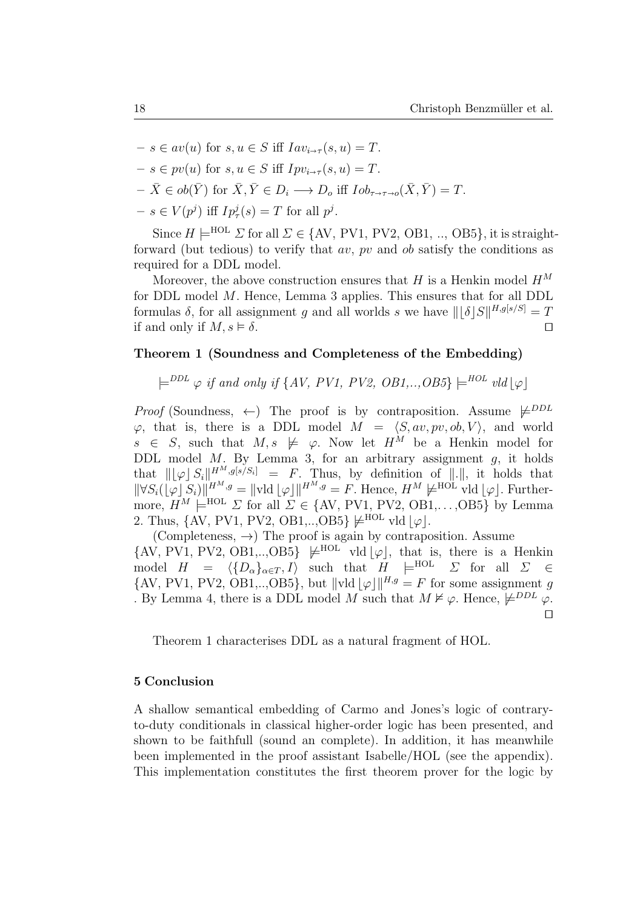- $s \in av(u)$ for $s, u \in S$ iff $Iav_{i \to \tau}(s, u) = T$.
- $s \in pv(u)$ for $s, u \in S$ iff $Ipv_{i \to \tau}(s, u) = T$.
- $\bar{X} \in ob(\bar{Y})$ for $\bar{X}, \bar{Y} \in D_i \longrightarrow D_o$ iff $Iob_{\tau \to \tau \to o}(\bar{X}, \bar{Y}) = T$.
- $s \in V(p^j)$ iff $Ip^j_\tau(s) = T$ for all $p^j$.

Since $H \models^{\text{HOL}} \Sigma$ for all $\Sigma \in \{\text{AV, PV1, PV2, OB1, .., OB5}\}$, it is straightforward (but tedious) to verify that $av$, $pv$ and $ob$ satisfy the conditions as required for a DDL model.

Moreover, the above construction ensures that $H$ is a Henkin model $H^M$ for DDL model $M$. Hence, Lemma 3 applies. This ensures that for all DDL formulas $\delta$, for all assignment $g$ and all worlds $s$ we have $\|\lfloor\delta\rfloor S\|^{H,g[s/S]} = T$ if and only if $M, s \vDash \delta$. ☐

**Theorem 1 (Soundness and Completeness of the Embedding)**

$$\models^{DDL} \varphi \textit{ if and only if } \{AV,\ PV1,\ PV2,\ OB1,..,OB5\} \models^{HOL} \textit{vld}\lfloor\varphi\rfloor$$

*Proof* (Soundness, $\leftarrow$) The proof is by contraposition. Assume $\not\models^{DDL} \varphi$, that is, there is a DDL model $M = \langle S, av, pv, ob, V\rangle$, and world $s \in S$, such that $M, s \not\models \varphi$. Now let $H^M$ be a Henkin model for DDL model $M$. By Lemma 3, for an arbitrary assignment $g$, it holds that $\|\lfloor\varphi\rfloor S_i\|^{H^M,g[s/S_i]} = F$. Thus, by definition of $\|.\|$, it holds that $\|\forall S_i(\lfloor\varphi\rfloor S_i)\|^{H^M,g} = \|\text{vld}\lfloor\varphi\rfloor\|^{H^M,g} = F$. Hence, $H^M \not\models^{\text{HOL}} \text{vld}\lfloor\varphi\rfloor$. Furthermore, $H^M \models^{\text{HOL}} \Sigma$ for all $\Sigma \in \{\text{AV, PV1, PV2, OB1,\ldots,OB5}\}$ by Lemma 2. Thus, $\{\text{AV, PV1, PV2, OB1,..,OB5}\} \not\models^{\text{HOL}} \text{vld}\lfloor\varphi\rfloor$.

(Completeness, $\rightarrow$) The proof is again by contraposition. Assume $\{\text{AV, PV1, PV2, OB1,..,OB5}\} \not\models^{\text{HOL}} \text{vld}\lfloor\varphi\rfloor$, that is, there is a Henkin model $H = \langle\{D_\alpha\}_{\alpha\in T}, I\rangle$ such that $H \models^{\text{HOL}} \Sigma$ for all $\Sigma \in \{\text{AV, PV1, PV2, OB1,..,OB5}\}$, but $\|\text{vld}\lfloor\varphi\rfloor\|^{H,g} = F$ for some assignment $g$ . By Lemma 4, there is a DDL model $M$ such that $M \nvDash \varphi$. Hence, $\not\models^{DDL} \varphi$. ☐

Theorem 1 characterises DDL as a natural fragment of HOL.

## 5 Conclusion

A shallow semantical embedding of Carmo and Jones's logic of contrary-to-duty conditionals in classical higher-order logic has been presented, and shown to be faithfull (sound an complete). In addition, it has meanwhile been implemented in the proof assistant Isabelle/HOL (see the appendix). This implementation constitutes the first theorem prover for the logic by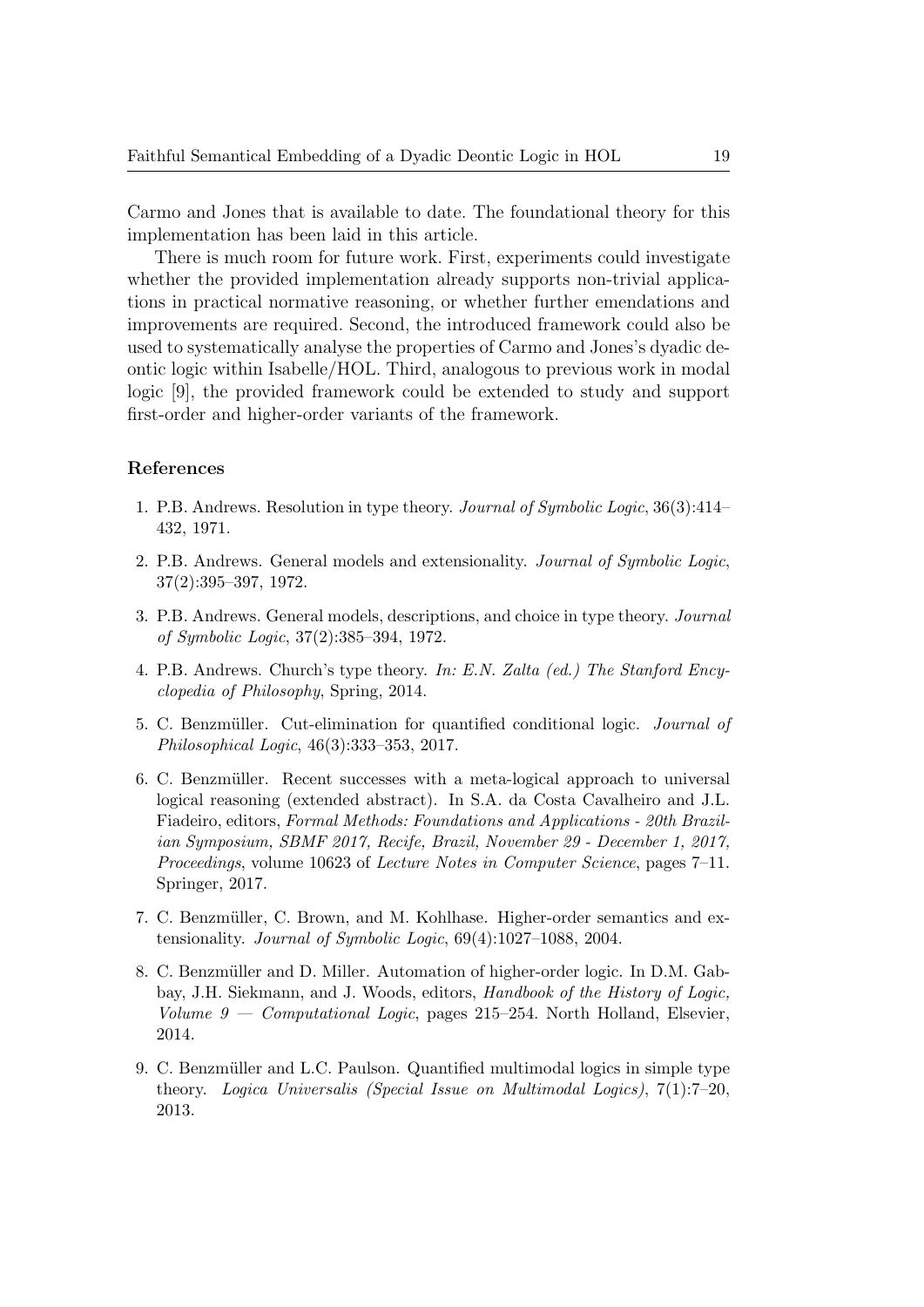Carmo and Jones that is available to date. The foundational theory for this implementation has been laid in this article.

There is much room for future work. First, experiments could investigate whether the provided implementation already supports non-trivial applications in practical normative reasoning, or whether further emendations and improvements are required. Second, the introduced framework could also be used to systematically analyse the properties of Carmo and Jones's dyadic deontic logic within Isabelle/HOL. Third, analogous to previous work in modal logic [9], the provided framework could be extended to study and support first-order and higher-order variants of the framework.

## References

1. P.B. Andrews. Resolution in type theory. *Journal of Symbolic Logic*, 36(3):414–432, 1971.
2. P.B. Andrews. General models and extensionality. *Journal of Symbolic Logic*, 37(2):395–397, 1972.
3. P.B. Andrews. General models, descriptions, and choice in type theory. *Journal of Symbolic Logic*, 37(2):385–394, 1972.
4. P.B. Andrews. Church's type theory. *In: E.N. Zalta (ed.) The Stanford Encyclopedia of Philosophy*, Spring, 2014.
5. C. Benzmüller. Cut-elimination for quantified conditional logic. *Journal of Philosophical Logic*, 46(3):333–353, 2017.
6. C. Benzmüller. Recent successes with a meta-logical approach to universal logical reasoning (extended abstract). In S.A. da Costa Cavalheiro and J.L. Fiadeiro, editors, *Formal Methods: Foundations and Applications - 20th Brazilian Symposium, SBMF 2017, Recife, Brazil, November 29 - December 1, 2017, Proceedings*, volume 10623 of *Lecture Notes in Computer Science*, pages 7–11. Springer, 2017.
7. C. Benzmüller, C. Brown, and M. Kohlhase. Higher-order semantics and extensionality. *Journal of Symbolic Logic*, 69(4):1027–1088, 2004.
8. C. Benzmüller and D. Miller. Automation of higher-order logic. In D.M. Gabbay, J.H. Siekmann, and J. Woods, editors, *Handbook of the History of Logic, Volume 9 — Computational Logic*, pages 215–254. North Holland, Elsevier, 2014.
9. C. Benzmüller and L.C. Paulson. Quantified multimodal logics in simple type theory. *Logica Universalis (Special Issue on Multimodal Logics)*, 7(1):7–20, 2013.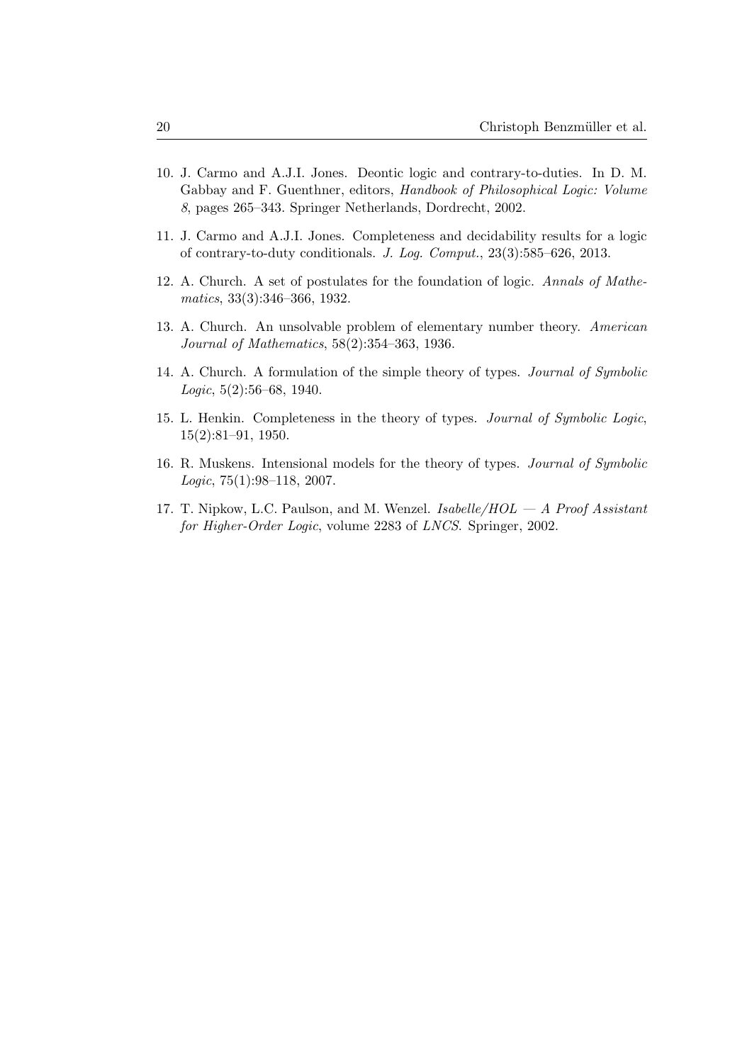10. J. Carmo and A.J.I. Jones. Deontic logic and contrary-to-duties. In D. M. Gabbay and F. Guenthner, editors, *Handbook of Philosophical Logic: Volume 8*, pages 265–343. Springer Netherlands, Dordrecht, 2002.
11. J. Carmo and A.J.I. Jones. Completeness and decidability results for a logic of contrary-to-duty conditionals. *J. Log. Comput.*, 23(3):585–626, 2013.
12. A. Church. A set of postulates for the foundation of logic. *Annals of Mathematics*, 33(3):346–366, 1932.
13. A. Church. An unsolvable problem of elementary number theory. *American Journal of Mathematics*, 58(2):354–363, 1936.
14. A. Church. A formulation of the simple theory of types. *Journal of Symbolic Logic*, 5(2):56–68, 1940.
15. L. Henkin. Completeness in the theory of types. *Journal of Symbolic Logic*, 15(2):81–91, 1950.
16. R. Muskens. Intensional models for the theory of types. *Journal of Symbolic Logic*, 75(1):98–118, 2007.
17. T. Nipkow, L.C. Paulson, and M. Wenzel. *Isabelle/HOL — A Proof Assistant for Higher-Order Logic*, volume 2283 of *LNCS*. Springer, 2002.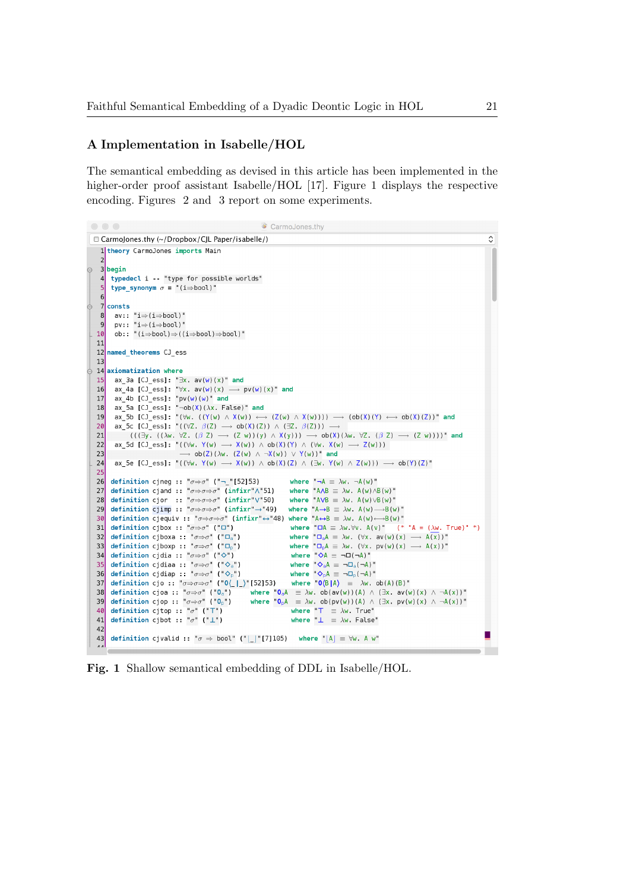## A Implementation in Isabelle/HOL

The semantical embedding as devised in this article has been implemented in the higher-order proof assistant Isabelle/HOL [17]. Figure 1 displays the respective encoding. Figures 2 and 3 report on some experiments.

```
CarmoJones.thy (~/Dropbox/CJL Paper/isabelle/)

1  theory CarmoJones imports Main
2
3  begin
4   typedecl i -- "type for possible worlds"
5   type_synonym σ = "(i⇒bool)"
6
7  consts
8    av:: "i⇒(i⇒bool)"
9    pv:: "i⇒(i⇒bool)"
10   ob:: "(i⇒bool)⇒((i⇒bool)⇒bool)"
11
12 named_theorems CJ_ess
13
14 axiomatization where
15   ax_3a [CJ_ess]: "∃x. av(w)(x)" and
16   ax_4a [CJ_ess]: "∀x. av(w)(x) ⟶ pv(w)(x)" and
17   ax_4b [CJ_ess]: "pv(w)(w)" and
18   ax_5a [CJ_ess]: "¬ob(X)(λx. False)" and
19   ax_5b [CJ_ess]: "(∀w. ((Y(w) ∧ X(w)) ⟷ (Z(w) ∧ X(w)))) ⟶ (ob(X)(Y) ⟷ ob(X)(Z))" and
20   ax_5c [CJ_ess]: "((∀Z. β(Z) ⟶ ob(X)(Z)) ∧ (∃Z. β(Z)) ⟶
21       (((∃y. ((λw. ∀Z. (β Z) ⟶ (Z w))(y) ∧ X(y))) ⟶ ob(X)(λw. ∀Z. (β Z) ⟶ (Z w))))" and
22   ax_5d [CJ_ess]: "((∀w. Y(w) ⟶ X(w)) ∧ ob(X)(Y) ∧ (∀w. X(w) ⟶ Z(w)))
23                    ⟶ ob(Z)(λw. (Z(w) ∧ ¬X(w)) ∨ Y(w))" and
24   ax_5e [CJ_ess]: "((∀w. Y(w) ⟶ X(w)) ∧ ob(X)(Z) ∧ (∃w. Y(w) ∧ Z(w))) ⟶ ob(Y)(Z)"
25
26  definition cjneg :: "σ⇒σ" ("¬_"[52]53)          where "¬A ≡ λw. ¬A(w)"
27  definition cjand :: "σ⇒σ⇒σ" (infixr"∧"51)     where "A∧B ≡ λw. A(w)∧B(w)"
28  definition cjor  :: "σ⇒σ⇒σ" (infixr"∨"50)     where "A∨B ≡ λw. A(w)∨B(w)"
29  definition cjimp :: "σ⇒σ⇒σ" (infixr"→"49)     where "A→B ≡ λw. A(w)⟶B(w)"
30  definition cjequiv :: "σ⇒σ⇒σ" (infixr"↔"48) where "A↔B ≡ λw. A(w)⟷B(w)"
31  definition cjbox :: "σ⇒σ" ("□")               where "□A ≡ λw.∀v. A(v)"  (* "A = (λw. True)" *)
32  definition cjboxa :: "σ⇒σ" ("□ₐ")             where "□ₐA ≡ λw. (∀x. av(w)(x) ⟶ A(x))"
33  definition cjboxp :: "σ⇒σ" ("□ₚ")             where "□ₚA ≡ λw. (∀x. pv(w)(x) ⟶ A(x))"
34  definition cjdia :: "σ⇒σ" ("◇")               where "◇A ≡ ¬□(¬A)"
35  definition cjdiaa :: "σ⇒σ" ("◇ₐ")             where "◇ₐA ≡ ¬□ₐ(¬A)"
36  definition cjdiap :: "σ⇒σ" ("◇ₚ")             where "◇ₚA ≡ ¬□ₚ(¬A)"
37  definition cjo :: "σ⇒σ⇒σ" ("O(_|_)"[52]53)  where "O(B|A) ≡ λw. ob(A)(B)"
38  definition cjoa :: "σ⇒σ" ("Oₐ")      where "OₐA ≡ λw. ob(av(w))(A) ∧ (∃x. av(w)(x) ∧ ¬A(x))"
39  definition cjop :: "σ⇒σ" ("Oₚ")      where "OₚA ≡ λw. ob(pv(w))(A) ∧ (∃x. pv(w)(x) ∧ ¬A(x))"
40  definition cjtop :: "σ" ("⊤")                   where "⊤ ≡ λw. True"
41  definition cjbot :: "σ" ("⊥")                   where "⊥ ≡ λw. False"
42
43  definition cjvalid :: "σ ⇒ bool" ("⌊_⌋"[7]105)  where "⌊A⌋ ≡ ∀w. A w"
```

**Fig. 1** Shallow semantical embedding of DDL in Isabelle/HOL.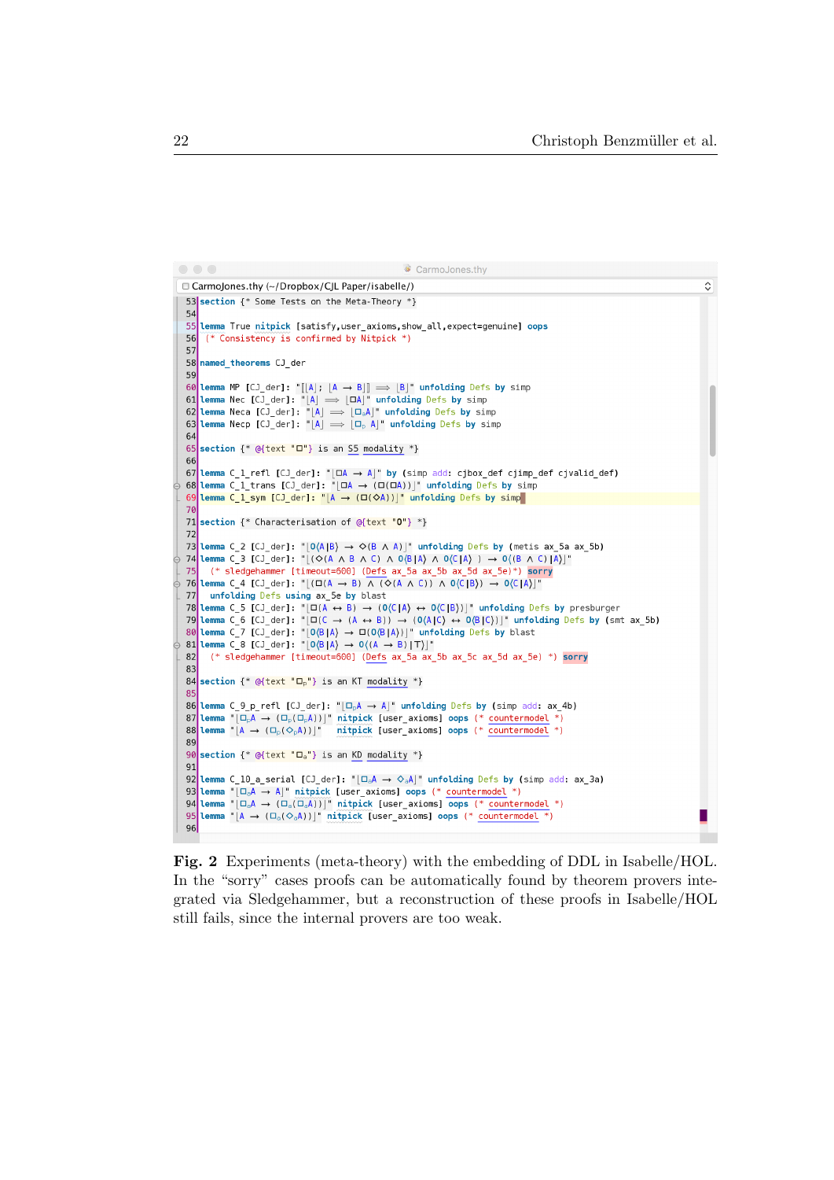```
CarmoJones.thy (~/Dropbox/CJL Paper/isabelle/)
53 section {* Some Tests on the Meta-Theory *}
54
55 lemma True nitpick [satisfy,user_axioms,show_all,expect=genuine] oops
56   (* Consistency is confirmed by Nitpick *)
57
58 named_theorems CJ_der
59
60 lemma MP [CJ_der]: "[⌊A⌋; ⌊A → B⌋] ⟹ ⌊B⌋" unfolding Defs by simp
61 lemma Nec [CJ_der]: "⌊A⌋ ⟹ ⌊□A⌋" unfolding Defs by simp
62 lemma Neca [CJ_der]: "⌊A⌋ ⟹ ⌊□ₐA⌋" unfolding Defs by simp
63 lemma Necp [CJ_der]: "⌊A⌋ ⟹ ⌊□ₚ A⌋" unfolding Defs by simp
64
65 section {* @{text "□"} is an S5 modality *}
66
67 lemma C_1_refl [CJ_der]: "⌊□A → A⌋" by (simp add: cjbox_def cjimp_def cjvalid_def)
68 lemma C_1_trans [CJ_der]: "⌊□A → (□(□A))⌋" unfolding Defs by simp
69 lemma C_1_sym [CJ_der]: "⌊A → (□(◇A))⌋" unfolding Defs by simp
70
71 section {* Characterisation of @{text "O"} *}
72
73 lemma C_2 [CJ_der]: "⌊O⟨A|B⟩ → ◇(B ∧ A)⌋" unfolding Defs by (metis ax_5a ax_5b)
74 lemma C_3 [CJ_der]: "⌊(◇(A ∧ B ∧ C) ∧ O⟨B|A⟩ ∧ O⟨C|A⟩ ) → O⟨(B ∧ C)|A⟩⌋"
75   (* sledgehammer [timeout=600] (Defs ax_5a ax_5b ax_5d ax_5e)*) sorry
76 lemma C_4 [CJ_der]: "⌊(□(A → B) ∧ (◇(A ∧ C)) ∧ O⟨C|B⟩) → O⟨C|A⟩⌋"
77   unfolding Defs using ax_5e by blast
78 lemma C_5 [CJ_der]: "⌊□(A ↔ B) → (O⟨C|A⟩ ↔ O⟨C|B⟩)⌋" unfolding Defs by presburger
79 lemma C_6 [CJ_der]: "⌊□(C → (A ↔ B)) → (O⟨A|C⟩ ↔ O⟨B|C⟩)⌋" unfolding Defs by (smt ax_5b)
80 lemma C_7 [CJ_der]: "⌊O⟨B|A⟩ → □(O⟨B|A⟩)⌋" unfolding Defs by blast
81 lemma C_8 [CJ_der]: "⌊O⟨B|A⟩ → O⟨(A → B)|⊤⟩⌋"
82   (* sledgehammer [timeout=600] (Defs ax_5a ax_5b ax_5c ax_5d ax_5e) *) sorry
83
84 section {* @{text "□ₚ"} is an KT modality *}
85
86 lemma C_9_p_refl [CJ_der]: "⌊□ₚA → A⌋" unfolding Defs by (simp add: ax_4b)
87 lemma "⌊□ₚA → (□ₚ(□ₚA))⌋" nitpick [user_axioms] oops (* countermodel *)
88 lemma "⌊A → (□ₚ(◇ₚA))⌋"  nitpick [user_axioms] oops (* countermodel *)
89
90 section {* @{text "□ₐ"} is an KD modality *}
91
92 lemma C_10_a_serial [CJ_der]: "⌊□ₐA → ◇ₐA⌋" unfolding Defs by (simp add: ax_3a)
93 lemma "⌊□ₐA → A⌋" nitpick [user_axioms] oops (* countermodel *)
94 lemma "⌊□ₐA → (□ₐ(□ₐA))⌋" nitpick [user_axioms] oops (* countermodel *)
95 lemma "⌊A → (□ₐ(◇ₐA))⌋" nitpick [user_axioms] oops (* countermodel *)
96
```

**Fig. 2** Experiments (meta-theory) with the embedding of DDL in Isabelle/HOL. In the "sorry" cases proofs can be automatically found by theorem provers integrated via Sledgehammer, but a reconstruction of these proofs in Isabelle/HOL still fails, since the internal provers are too weak.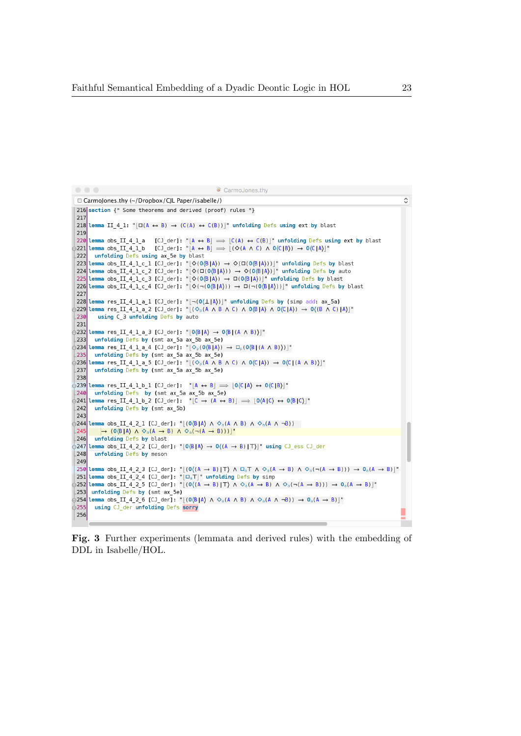```
CarmoJones.thy (~/Dropbox/CJL Paper/isabelle/)
216 section {* Some theorems and derived (proof) rules *}
217
218 lemma II_4_1: "⌊□(A ↔ B) → (C(A) ↔ C(B))⌋" unfolding Defs using ext by blast
219
220 lemma obs_II_4_1_a   [CJ_der]: "⌊A ↔ B⌋ ⟹ ⌊C(A) ↔ C(B)⌋" unfolding Defs using ext by blast
221 lemma obs_II_4_1_b   [CJ_der]: "⌊A ↔ B⌋ ⟹ ⌊(◇(A ∧ C) ∧ O(C|B)) → O(C|A)⌋"
222   unfolding Defs using ax_5e by blast
223 lemma obs_II_4_1_c_1 [CJ_der]: "⌊◇(O(B|A)) → ◇(□(O(B|A)))⌋" unfolding Defs by blast
224 lemma obs_II_4_1_c_2 [CJ_der]: "⌊◇(□(O(B|A))) → ◇(O(B|A))⌋" unfolding Defs by auto
225 lemma obs_II_4_1_c_3 [CJ_der]: "⌊◇(O(B|A)) → □(O(B|A))⌋" unfolding Defs by blast
226 lemma obs_II_4_1_c_4 [CJ_der]: "⌊◇(¬(O(B|A))) → □(¬(O(B|A)))⌋" unfolding Defs by blast
227
228 lemma res_II_4_1_a_1 [CJ_der]: "⌊¬(O(⊥|A))⌋" unfolding Defs by (simp add: ax_5a)
229 lemma res_II_4_1_a_2 [CJ_der]: "⌊(◇p(A ∧ B ∧ C) ∧ O(B|A) ∧ O(C|A)) → O((B ∧ C)|A)⌋"
230   using C_3 unfolding Defs by auto
231
232 lemma res_II_4_1_a_3 [CJ_der]: "⌊O(B|A) → O(B|(A ∧ B))⌋"
233   unfolding Defs by (smt ax_5a ax_5b ax_5e)
234 lemma res_II_4_1_a_4 [CJ_der]: "⌊◇p(O(B|A)) → □p(O(B|(A ∧ B)))⌋"
235   unfolding Defs by (smt ax_5a ax_5b ax_5e)
236 lemma res_II_4_1_a_5 [CJ_der]: "⌊(◇p(A ∧ B ∧ C) ∧ O(C|A)) → O(C|(A ∧ B))⌋"
237   unfolding Defs by (smt ax_5a ax_5b ax_5e)
238
239 lemma res_II_4_1_b_1 [CJ_der]:  "⌊A ↔ B⌋ ⟹ ⌊O(C|A) ↔ O(C|B)⌋"
240   unfolding Defs  by (smt ax_5a ax_5b ax_5e)
241 lemma res_II_4_1_b_2 [CJ_der]:  "⌊C → (A ↔ B)⌋ ⟹ ⌊O(A|C) ↔ O(B|C)⌋"
242   unfolding Defs by (smt ax_5b)
243
244 lemma obs_II_4_2_1 [CJ_der]: "⌊(O(B|A) ∧ ◇a(A ∧ B) ∧ ◇a(A ∧ ¬B))
245   → (O(B|A) ∧ ◇a(A → B) ∧ ◇a(¬(A → B)))⌋"
246   unfolding Defs by blast
247 lemma obs_II_4_2_2 [CJ_der]: "⌊O(B|A) → O((A → B)|⊤)⌋" using CJ_ess CJ_der
248   unfolding Defs by meson
249
250 lemma obs_II_4_2_3 [CJ_der]: "⌊(O((A → B)|⊤) ∧ □a⊤ ∧ ◇a(A → B) ∧ ◇a(¬(A → B))) → Oa(A → B)⌋"
251 lemma obs_II_4_2_4 [CJ_der]: "⌊□a⊤⌋" unfolding Defs by simp
252 lemma obs_II_4_2_5 [CJ_der]: "⌊(O((A → B)|⊤) ∧ ◇a(A → B) ∧ ◇a(¬(A → B))) → Oa(A → B)⌋"
253  unfolding Defs by (smt ax_5e)
254 lemma obs_II_4_2_6 [CJ_der]: "⌊(O(B|A) ∧ ◇a(A ∧ B) ∧ ◇a(A ∧ ¬B)) → Oa(A → B)⌋"
255   using CJ_der unfolding Defs sorry
256
```

**Fig. 3** Further experiments (lemmata and derived rules) with the embedding of DDL in Isabelle/HOL.